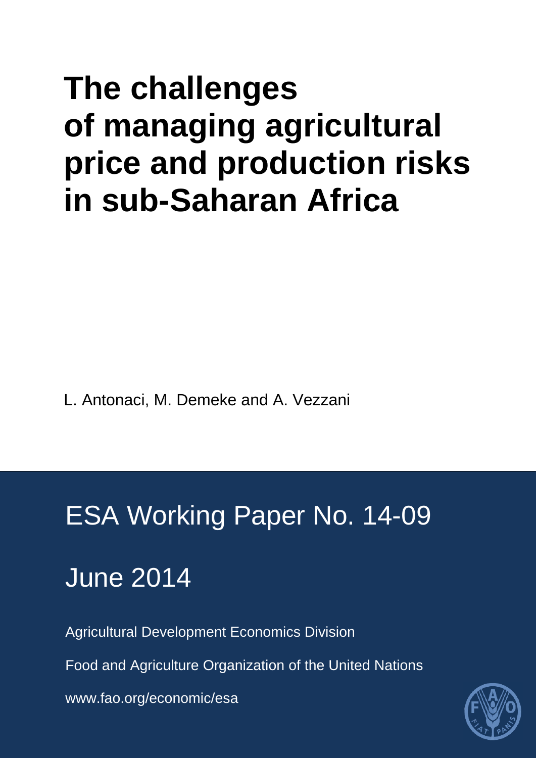# The challenges of managing agricultural price and production risks in sub-Saharan Africa

L. Antonaci, M. Demeke and A. Vezzani

ESA Working Paper No. 14-09

June 2014

Agricultural Development Economics Division

Food and Agriculture Organization of the United Nations

www.fao.org/economic/esa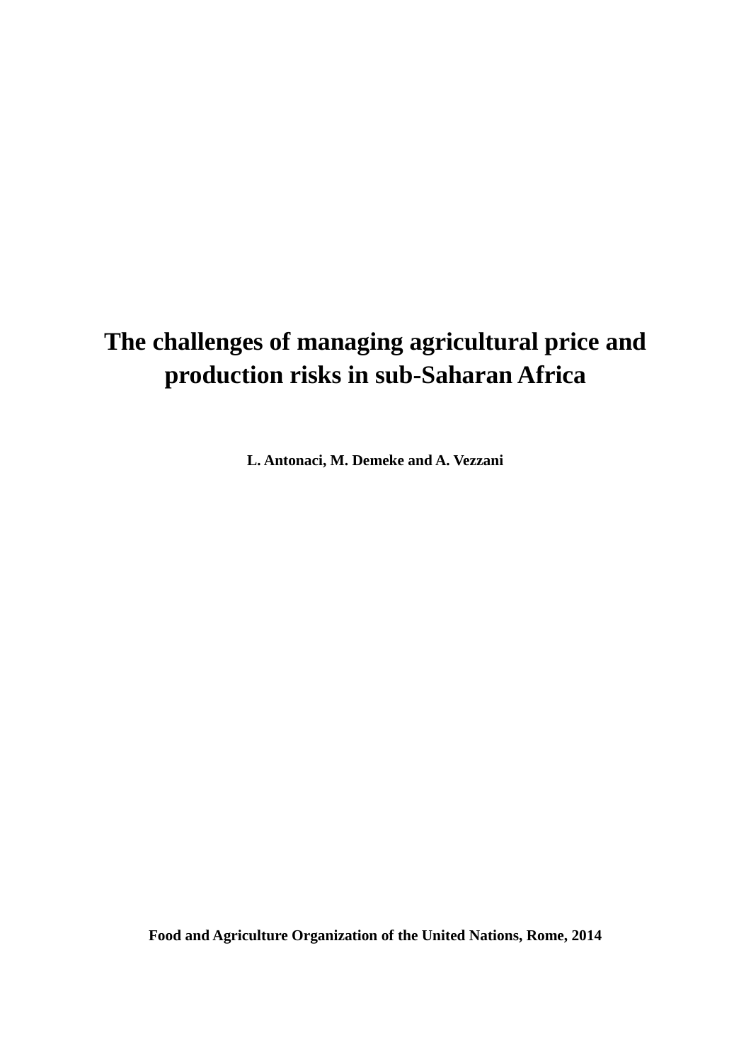# The challenges of managing agricultural price and production risks in sub-Saharan Africa

**L. Antonaci, M. Demeke and A. Vezzani**

**Food and Agriculture Organization of the United Nations, Rome, 2014**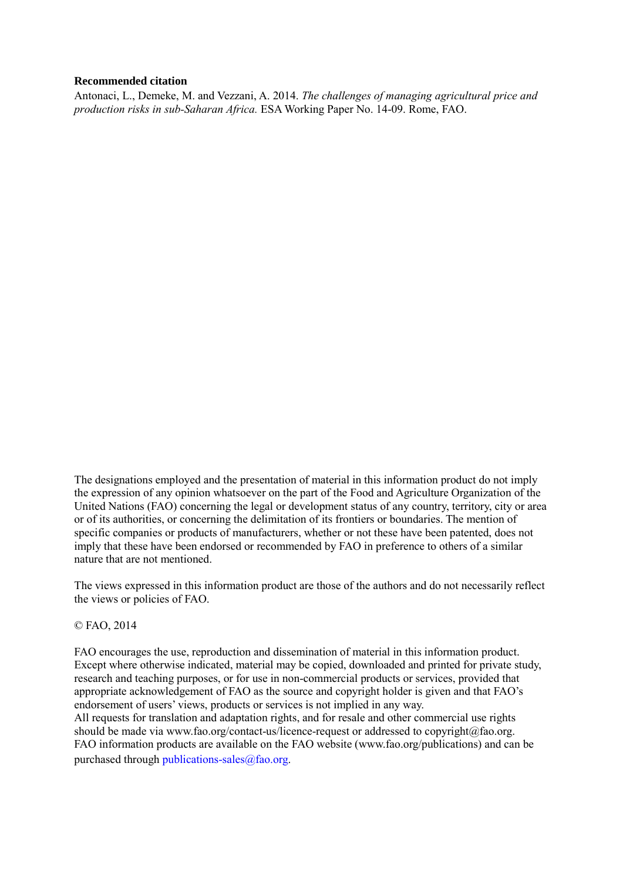**Recommended citation**

Antonaci, L., Demeke, M. and Vezzani, A. 2014. *The challenges of managing agricultural price and production risks in sub-Saharan Africa.* ESA Working Paper No. 14-09. Rome, FAO.

The designations employed and the presentation of material in this information product do not imply the expression of any opinion whatsoever on the part of the Food and Agriculture Organization of the United Nations (FAO) concerning the legal or development status of any country, territory, city or area or of its authorities, or concerning the delimitation of its frontiers or boundaries. The mention of specific companies or products of manufacturers, whether or not these have been patented, does not imply that these have been endorsed or recommended by FAO in preference to others of a similar nature that are not mentioned.

The views expressed in this information product are those of the authors and do not necessarily reflect the views or policies of FAO.

© FAO, 2014

FAO encourages the use, reproduction and dissemination of material in this information product. Except where otherwise indicated, material may be copied, downloaded and printed for private study, research and teaching purposes, or for use in non-commercial products or services, provided that appropriate acknowledgement of FAO as the source and copyright holder is given and that FAO's endorsement of users' views, products or services is not implied in any way.
All requests for translation and adaptation rights, and for resale and other commercial use rights should be made via www.fao.org/contact-us/licence-request or addressed to copyright@fao.org.
FAO information products are available on the FAO website (www.fao.org/publications) and can be purchased through publications-sales@fao.org.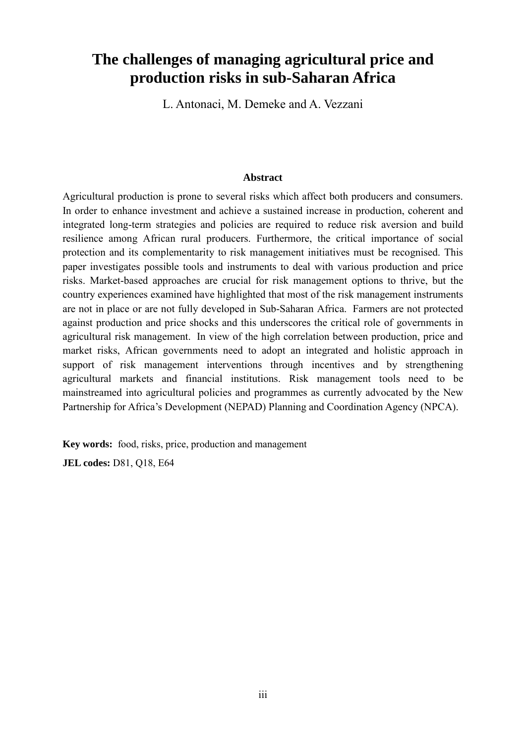# The challenges of managing agricultural price and production risks in sub-Saharan Africa

L. Antonaci, M. Demeke and A. Vezzani

### Abstract

Agricultural production is prone to several risks which affect both producers and consumers. In order to enhance investment and achieve a sustained increase in production, coherent and integrated long-term strategies and policies are required to reduce risk aversion and build resilience among African rural producers. Furthermore, the critical importance of social protection and its complementarity to risk management initiatives must be recognised. This paper investigates possible tools and instruments to deal with various production and price risks. Market-based approaches are crucial for risk management options to thrive, but the country experiences examined have highlighted that most of the risk management instruments are not in place or are not fully developed in Sub-Saharan Africa. Farmers are not protected against production and price shocks and this underscores the critical role of governments in agricultural risk management. In view of the high correlation between production, price and market risks, African governments need to adopt an integrated and holistic approach in support of risk management interventions through incentives and by strengthening agricultural markets and financial institutions. Risk management tools need to be mainstreamed into agricultural policies and programmes as currently advocated by the New Partnership for Africa's Development (NEPAD) Planning and Coordination Agency (NPCA).

**Key words:** food, risks, price, production and management

**JEL codes:** D81, Q18, E64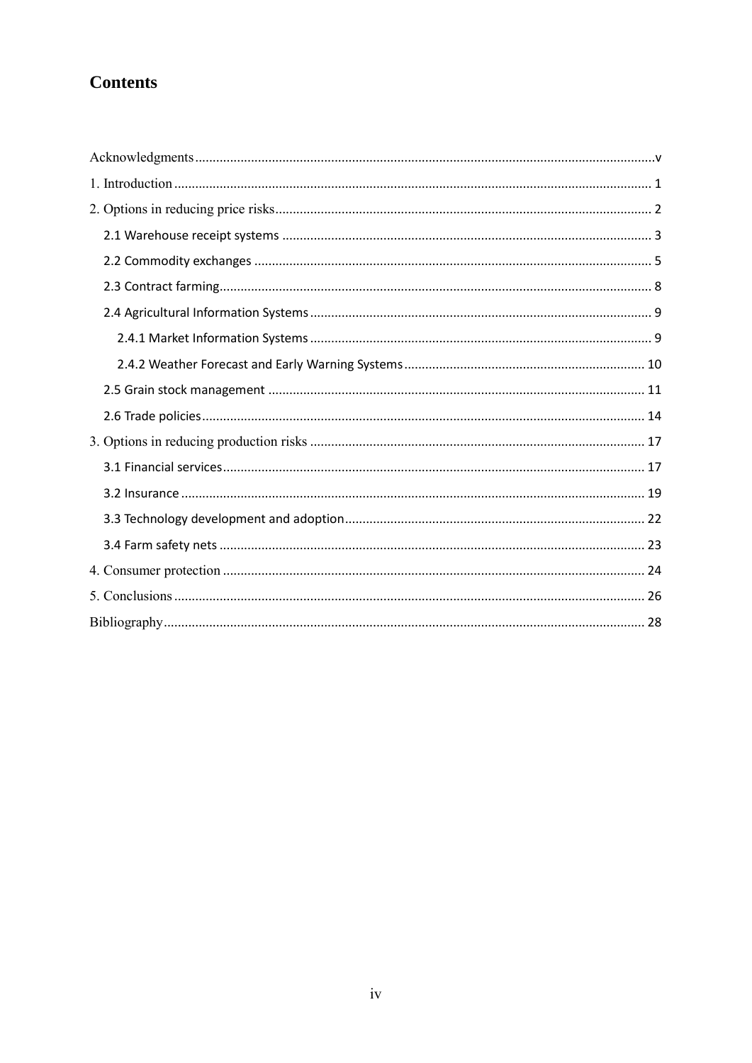# Contents

Acknowledgments ........ v

1. Introduction ........ 1

2. Options in reducing price risks ........ 2

   2.1 Warehouse receipt systems ........ 3

   2.2 Commodity exchanges ........ 5

   2.3 Contract farming ........ 8

   2.4 Agricultural Information Systems ........ 9

      2.4.1 Market Information Systems ........ 9

      2.4.2 Weather Forecast and Early Warning Systems ........ 10

   2.5 Grain stock management ........ 11

   2.6 Trade policies ........ 14

3. Options in reducing production risks ........ 17

   3.1 Financial services ........ 17

   3.2 Insurance ........ 19

   3.3 Technology development and adoption ........ 22

   3.4 Farm safety nets ........ 23

4. Consumer protection ........ 24

5. Conclusions ........ 26

Bibliography ........ 28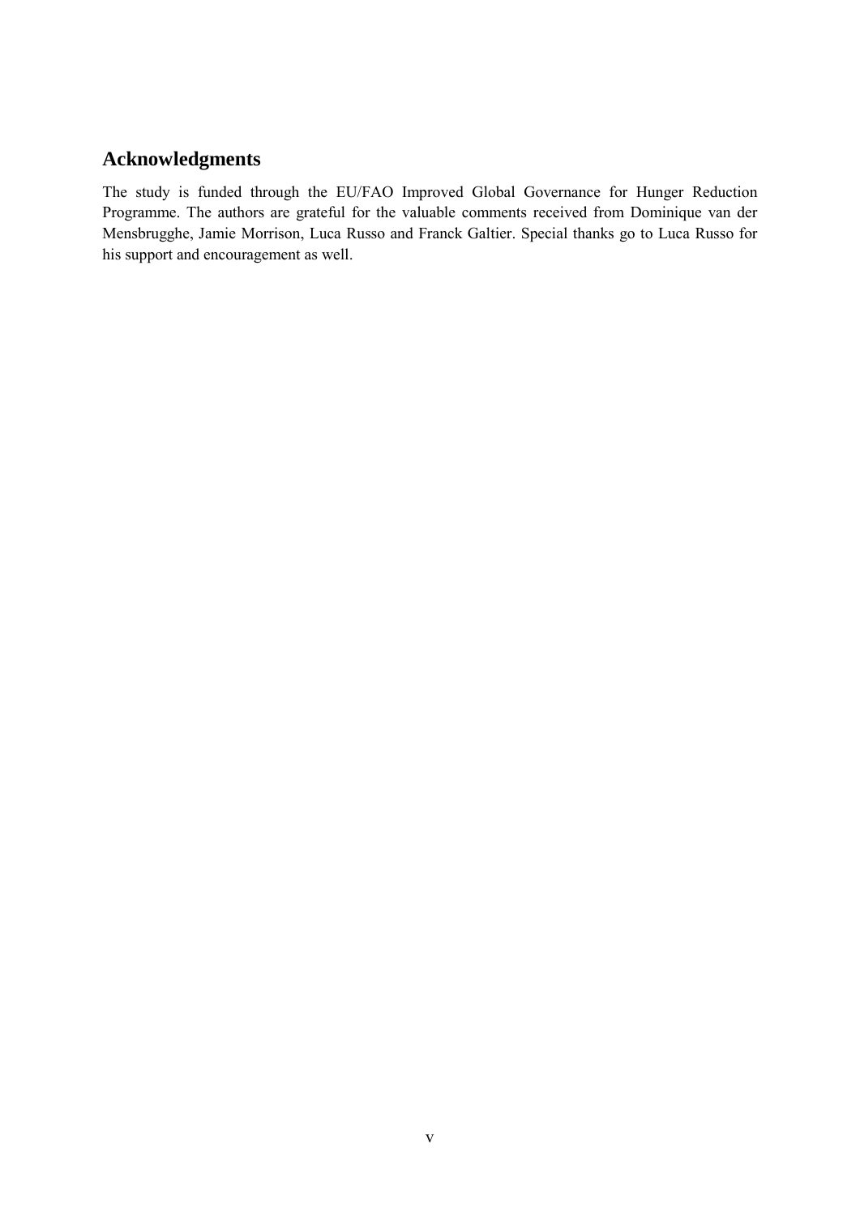## Acknowledgments

The study is funded through the EU/FAO Improved Global Governance for Hunger Reduction Programme. The authors are grateful for the valuable comments received from Dominique van der Mensbrugghe, Jamie Morrison, Luca Russo and Franck Galtier. Special thanks go to Luca Russo for his support and encouragement as well.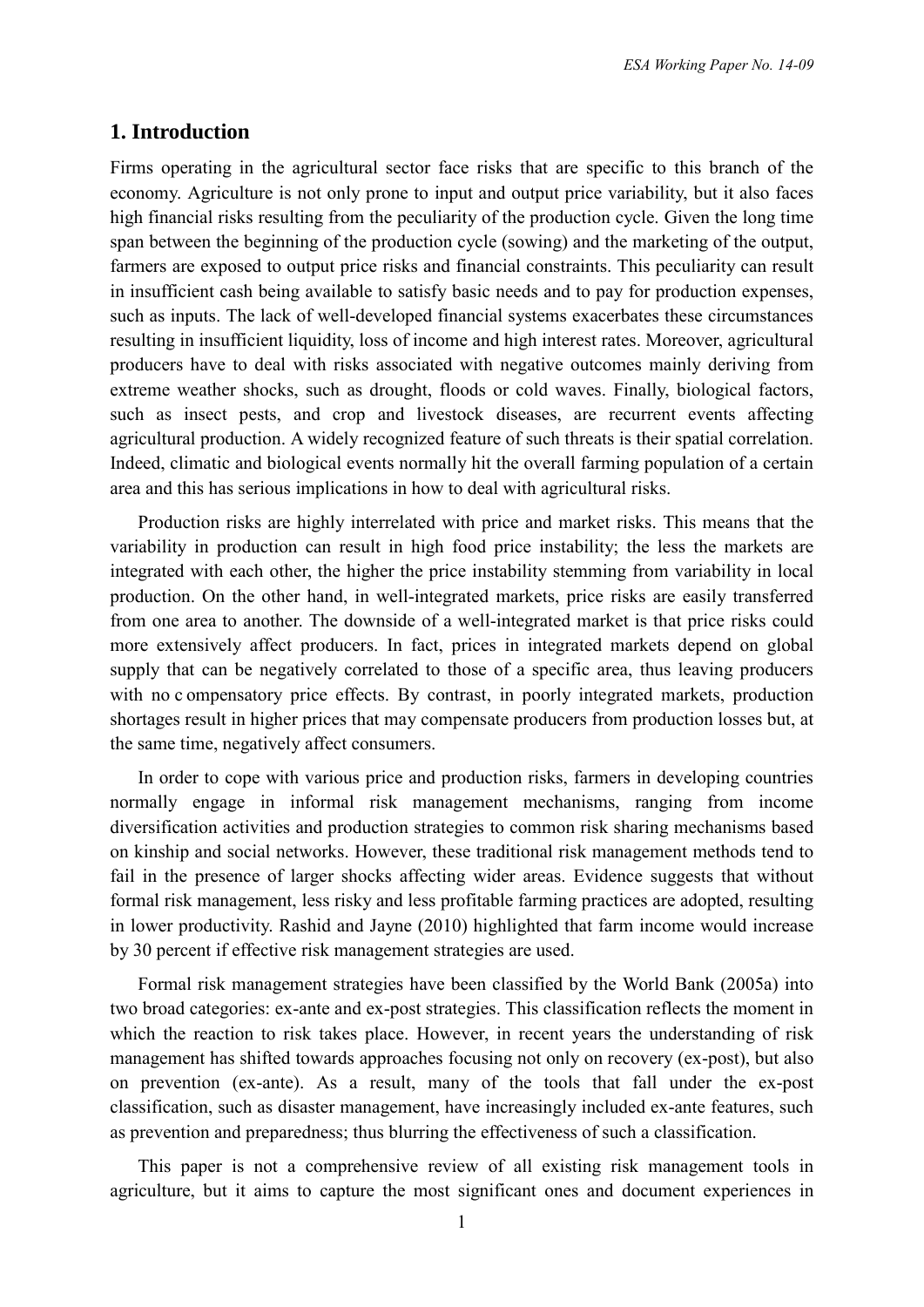## 1. Introduction

Firms operating in the agricultural sector face risks that are specific to this branch of the economy. Agriculture is not only prone to input and output price variability, but it also faces high financial risks resulting from the peculiarity of the production cycle. Given the long time span between the beginning of the production cycle (sowing) and the marketing of the output, farmers are exposed to output price risks and financial constraints. This peculiarity can result in insufficient cash being available to satisfy basic needs and to pay for production expenses, such as inputs. The lack of well-developed financial systems exacerbates these circumstances resulting in insufficient liquidity, loss of income and high interest rates. Moreover, agricultural producers have to deal with risks associated with negative outcomes mainly deriving from extreme weather shocks, such as drought, floods or cold waves. Finally, biological factors, such as insect pests, and crop and livestock diseases, are recurrent events affecting agricultural production. A widely recognized feature of such threats is their spatial correlation. Indeed, climatic and biological events normally hit the overall farming population of a certain area and this has serious implications in how to deal with agricultural risks.

Production risks are highly interrelated with price and market risks. This means that the variability in production can result in high food price instability; the less the markets are integrated with each other, the higher the price instability stemming from variability in local production. On the other hand, in well-integrated markets, price risks are easily transferred from one area to another. The downside of a well-integrated market is that price risks could more extensively affect producers. In fact, prices in integrated markets depend on global supply that can be negatively correlated to those of a specific area, thus leaving producers with no compensatory price effects. By contrast, in poorly integrated markets, production shortages result in higher prices that may compensate producers from production losses but, at the same time, negatively affect consumers.

In order to cope with various price and production risks, farmers in developing countries normally engage in informal risk management mechanisms, ranging from income diversification activities and production strategies to common risk sharing mechanisms based on kinship and social networks. However, these traditional risk management methods tend to fail in the presence of larger shocks affecting wider areas. Evidence suggests that without formal risk management, less risky and less profitable farming practices are adopted, resulting in lower productivity. Rashid and Jayne (2010) highlighted that farm income would increase by 30 percent if effective risk management strategies are used.

Formal risk management strategies have been classified by the World Bank (2005a) into two broad categories: ex-ante and ex-post strategies. This classification reflects the moment in which the reaction to risk takes place. However, in recent years the understanding of risk management has shifted towards approaches focusing not only on recovery (ex-post), but also on prevention (ex-ante). As a result, many of the tools that fall under the ex-post classification, such as disaster management, have increasingly included ex-ante features, such as prevention and preparedness; thus blurring the effectiveness of such a classification.

This paper is not a comprehensive review of all existing risk management tools in agriculture, but it aims to capture the most significant ones and document experiences in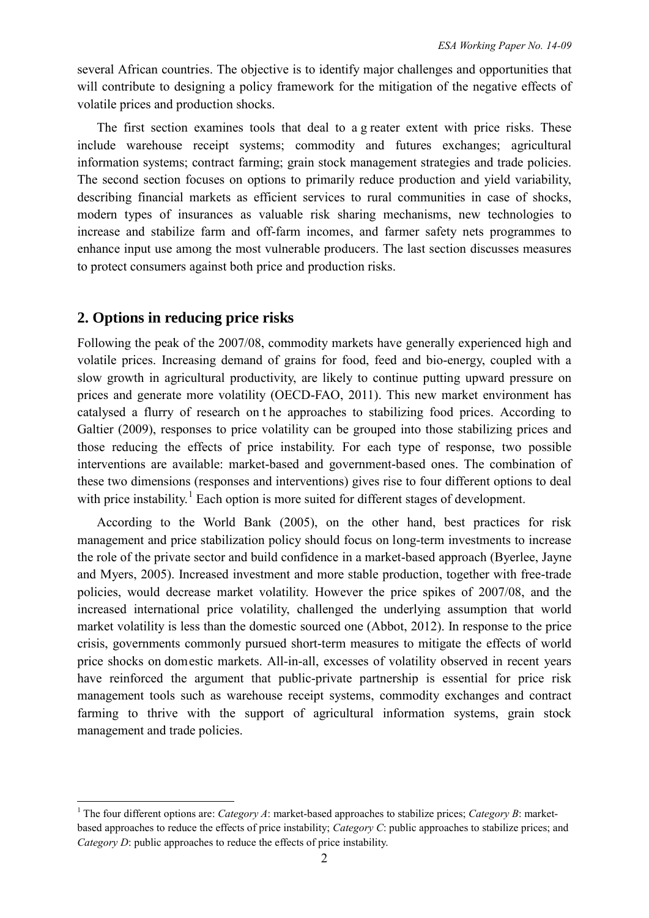several African countries. The objective is to identify major challenges and opportunities that will contribute to designing a policy framework for the mitigation of the negative effects of volatile prices and production shocks.

The first section examines tools that deal to a greater extent with price risks. These include warehouse receipt systems; commodity and futures exchanges; agricultural information systems; contract farming; grain stock management strategies and trade policies. The second section focuses on options to primarily reduce production and yield variability, describing financial markets as efficient services to rural communities in case of shocks, modern types of insurances as valuable risk sharing mechanisms, new technologies to increase and stabilize farm and off-farm incomes, and farmer safety nets programmes to enhance input use among the most vulnerable producers. The last section discusses measures to protect consumers against both price and production risks.

## 2. Options in reducing price risks

Following the peak of the 2007/08, commodity markets have generally experienced high and volatile prices. Increasing demand of grains for food, feed and bio-energy, coupled with a slow growth in agricultural productivity, are likely to continue putting upward pressure on prices and generate more volatility (OECD-FAO, 2011). This new market environment has catalysed a flurry of research on the approaches to stabilizing food prices. According to Galtier (2009), responses to price volatility can be grouped into those stabilizing prices and those reducing the effects of price instability. For each type of response, two possible interventions are available: market-based and government-based ones. The combination of these two dimensions (responses and interventions) gives rise to four different options to deal with price instability.[1] Each option is more suited for different stages of development.

According to the World Bank (2005), on the other hand, best practices for risk management and price stabilization policy should focus on long-term investments to increase the role of the private sector and build confidence in a market-based approach (Byerlee, Jayne and Myers, 2005). Increased investment and more stable production, together with free-trade policies, would decrease market volatility. However the price spikes of 2007/08, and the increased international price volatility, challenged the underlying assumption that world market volatility is less than the domestic sourced one (Abbot, 2012). In response to the price crisis, governments commonly pursued short-term measures to mitigate the effects of world price shocks on domestic markets. All-in-all, excesses of volatility observed in recent years have reinforced the argument that public-private partnership is essential for price risk management tools such as warehouse receipt systems, commodity exchanges and contract farming to thrive with the support of agricultural information systems, grain stock management and trade policies.

[1] The four different options are: *Category A*: market-based approaches to stabilize prices; *Category B*: market-based approaches to reduce the effects of price instability; *Category C*: public approaches to stabilize prices; and *Category D*: public approaches to reduce the effects of price instability.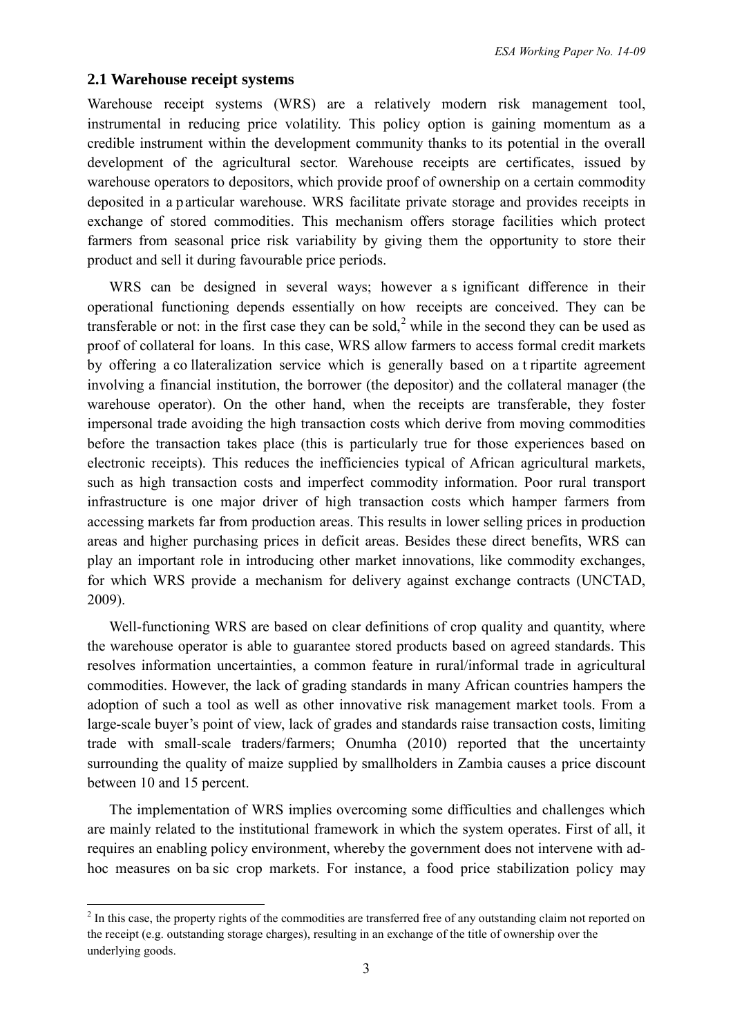## 2.1 Warehouse receipt systems

Warehouse receipt systems (WRS) are a relatively modern risk management tool, instrumental in reducing price volatility. This policy option is gaining momentum as a credible instrument within the development community thanks to its potential in the overall development of the agricultural sector. Warehouse receipts are certificates, issued by warehouse operators to depositors, which provide proof of ownership on a certain commodity deposited in a particular warehouse. WRS facilitate private storage and provides receipts in exchange of stored commodities. This mechanism offers storage facilities which protect farmers from seasonal price risk variability by giving them the opportunity to store their product and sell it during favourable price periods.

WRS can be designed in several ways; however a significant difference in their operational functioning depends essentially on how receipts are conceived. They can be transferable or not: in the first case they can be sold,[2] while in the second they can be used as proof of collateral for loans. In this case, WRS allow farmers to access formal credit markets by offering a collateralization service which is generally based on a tripartite agreement involving a financial institution, the borrower (the depositor) and the collateral manager (the warehouse operator). On the other hand, when the receipts are transferable, they foster impersonal trade avoiding the high transaction costs which derive from moving commodities before the transaction takes place (this is particularly true for those experiences based on electronic receipts). This reduces the inefficiencies typical of African agricultural markets, such as high transaction costs and imperfect commodity information. Poor rural transport infrastructure is one major driver of high transaction costs which hamper farmers from accessing markets far from production areas. This results in lower selling prices in production areas and higher purchasing prices in deficit areas. Besides these direct benefits, WRS can play an important role in introducing other market innovations, like commodity exchanges, for which WRS provide a mechanism for delivery against exchange contracts (UNCTAD, 2009).

Well-functioning WRS are based on clear definitions of crop quality and quantity, where the warehouse operator is able to guarantee stored products based on agreed standards. This resolves information uncertainties, a common feature in rural/informal trade in agricultural commodities. However, the lack of grading standards in many African countries hampers the adoption of such a tool as well as other innovative risk management market tools. From a large-scale buyer's point of view, lack of grades and standards raise transaction costs, limiting trade with small-scale traders/farmers; Onumha (2010) reported that the uncertainty surrounding the quality of maize supplied by smallholders in Zambia causes a price discount between 10 and 15 percent.

The implementation of WRS implies overcoming some difficulties and challenges which are mainly related to the institutional framework in which the system operates. First of all, it requires an enabling policy environment, whereby the government does not intervene with ad-hoc measures on basic crop markets. For instance, a food price stabilization policy may

[2] In this case, the property rights of the commodities are transferred free of any outstanding claim not reported on the receipt (e.g. outstanding storage charges), resulting in an exchange of the title of ownership over the underlying goods.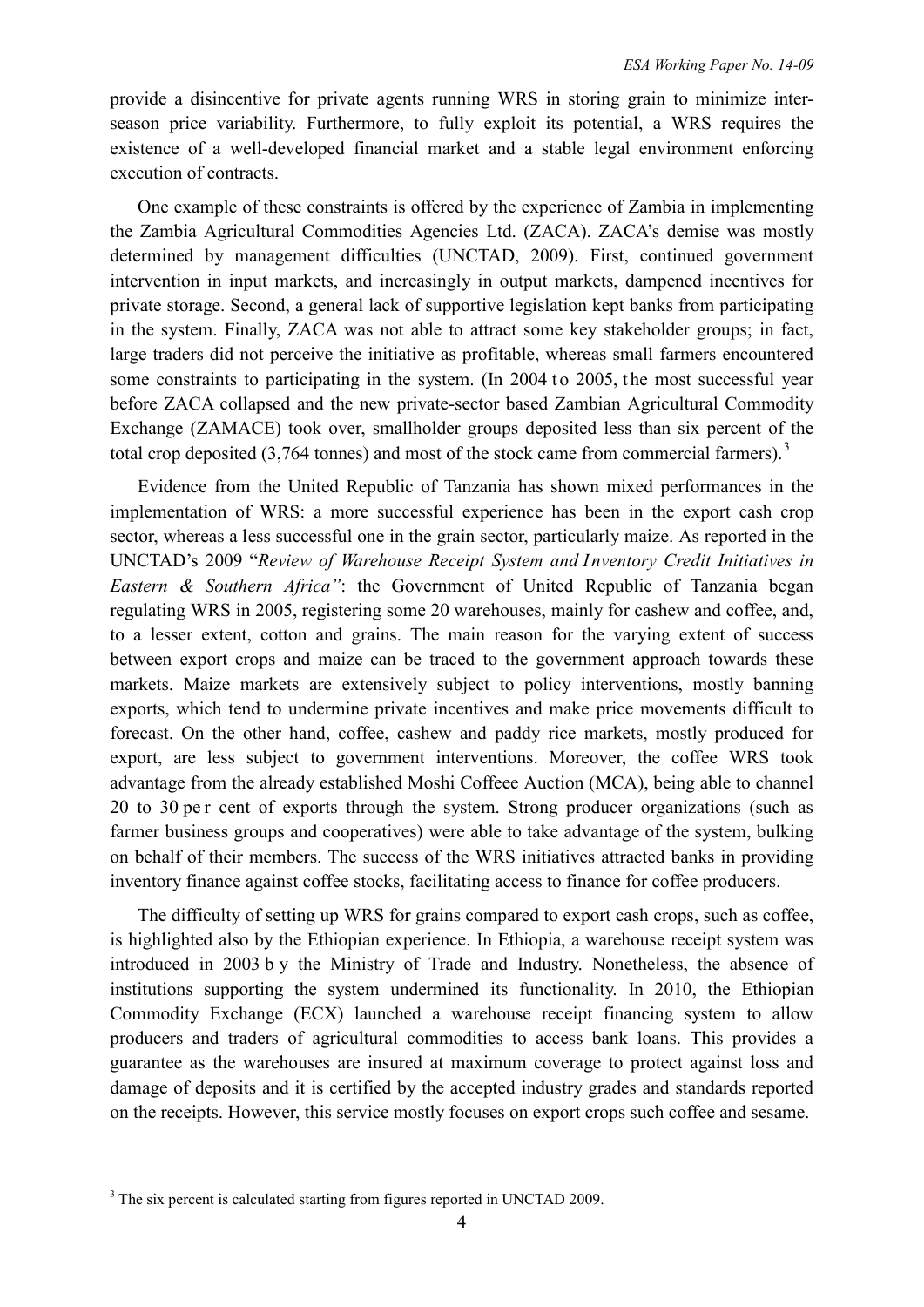provide a disincentive for private agents running WRS in storing grain to minimize inter-season price variability. Furthermore, to fully exploit its potential, a WRS requires the existence of a well-developed financial market and a stable legal environment enforcing execution of contracts.

One example of these constraints is offered by the experience of Zambia in implementing the Zambia Agricultural Commodities Agencies Ltd. (ZACA). ZACA's demise was mostly determined by management difficulties (UNCTAD, 2009). First, continued government intervention in input markets, and increasingly in output markets, dampened incentives for private storage. Second, a general lack of supportive legislation kept banks from participating in the system. Finally, ZACA was not able to attract some key stakeholder groups; in fact, large traders did not perceive the initiative as profitable, whereas small farmers encountered some constraints to participating in the system. (In 2004 to 2005, the most successful year before ZACA collapsed and the new private-sector based Zambian Agricultural Commodity Exchange (ZAMACE) took over, smallholder groups deposited less than six percent of the total crop deposited (3,764 tonnes) and most of the stock came from commercial farmers).[3]

Evidence from the United Republic of Tanzania has shown mixed performances in the implementation of WRS: a more successful experience has been in the export cash crop sector, whereas a less successful one in the grain sector, particularly maize. As reported in the UNCTAD's 2009 "*Review of Warehouse Receipt System and Inventory Credit Initiatives in Eastern & Southern Africa"*: the Government of United Republic of Tanzania began regulating WRS in 2005, registering some 20 warehouses, mainly for cashew and coffee, and, to a lesser extent, cotton and grains. The main reason for the varying extent of success between export crops and maize can be traced to the government approach towards these markets. Maize markets are extensively subject to policy interventions, mostly banning exports, which tend to undermine private incentives and make price movements difficult to forecast. On the other hand, coffee, cashew and paddy rice markets, mostly produced for export, are less subject to government interventions. Moreover, the coffee WRS took advantage from the already established Moshi Coffeee Auction (MCA), being able to channel 20 to 30 per cent of exports through the system. Strong producer organizations (such as farmer business groups and cooperatives) were able to take advantage of the system, bulking on behalf of their members. The success of the WRS initiatives attracted banks in providing inventory finance against coffee stocks, facilitating access to finance for coffee producers.

The difficulty of setting up WRS for grains compared to export cash crops, such as coffee, is highlighted also by the Ethiopian experience. In Ethiopia, a warehouse receipt system was introduced in 2003 by the Ministry of Trade and Industry. Nonetheless, the absence of institutions supporting the system undermined its functionality. In 2010, the Ethiopian Commodity Exchange (ECX) launched a warehouse receipt financing system to allow producers and traders of agricultural commodities to access bank loans. This provides a guarantee as the warehouses are insured at maximum coverage to protect against loss and damage of deposits and it is certified by the accepted industry grades and standards reported on the receipts. However, this service mostly focuses on export crops such coffee and sesame.

---

[3] The six percent is calculated starting from figures reported in UNCTAD 2009.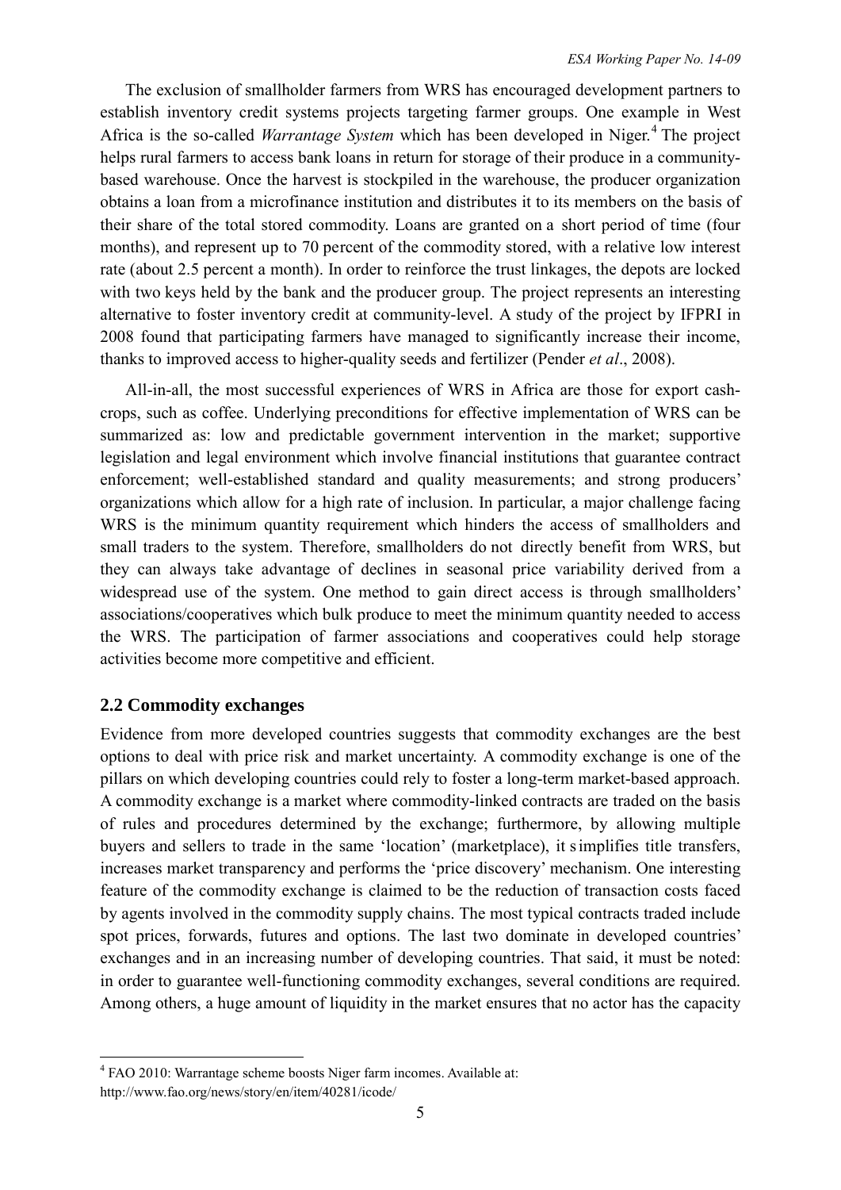The exclusion of smallholder farmers from WRS has encouraged development partners to establish inventory credit systems projects targeting farmer groups. One example in West Africa is the so-called *Warrantage System* which has been developed in Niger.[4] The project helps rural farmers to access bank loans in return for storage of their produce in a community-based warehouse. Once the harvest is stockpiled in the warehouse, the producer organization obtains a loan from a microfinance institution and distributes it to its members on the basis of their share of the total stored commodity. Loans are granted on a short period of time (four months), and represent up to 70 percent of the commodity stored, with a relative low interest rate (about 2.5 percent a month). In order to reinforce the trust linkages, the depots are locked with two keys held by the bank and the producer group. The project represents an interesting alternative to foster inventory credit at community-level. A study of the project by IFPRI in 2008 found that participating farmers have managed to significantly increase their income, thanks to improved access to higher-quality seeds and fertilizer (Pender *et al*., 2008).

All-in-all, the most successful experiences of WRS in Africa are those for export cash-crops, such as coffee. Underlying preconditions for effective implementation of WRS can be summarized as: low and predictable government intervention in the market; supportive legislation and legal environment which involve financial institutions that guarantee contract enforcement; well-established standard and quality measurements; and strong producers' organizations which allow for a high rate of inclusion. In particular, a major challenge facing WRS is the minimum quantity requirement which hinders the access of smallholders and small traders to the system. Therefore, smallholders do not directly benefit from WRS, but they can always take advantage of declines in seasonal price variability derived from a widespread use of the system. One method to gain direct access is through smallholders' associations/cooperatives which bulk produce to meet the minimum quantity needed to access the WRS. The participation of farmer associations and cooperatives could help storage activities become more competitive and efficient.

## 2.2 Commodity exchanges

Evidence from more developed countries suggests that commodity exchanges are the best options to deal with price risk and market uncertainty. A commodity exchange is one of the pillars on which developing countries could rely to foster a long-term market-based approach. A commodity exchange is a market where commodity-linked contracts are traded on the basis of rules and procedures determined by the exchange; furthermore, by allowing multiple buyers and sellers to trade in the same 'location' (marketplace), it simplifies title transfers, increases market transparency and performs the 'price discovery' mechanism. One interesting feature of the commodity exchange is claimed to be the reduction of transaction costs faced by agents involved in the commodity supply chains. The most typical contracts traded include spot prices, forwards, futures and options. The last two dominate in developed countries' exchanges and in an increasing number of developing countries. That said, it must be noted: in order to guarantee well-functioning commodity exchanges, several conditions are required. Among others, a huge amount of liquidity in the market ensures that no actor has the capacity

[4] FAO 2010: Warrantage scheme boosts Niger farm incomes. Available at: http://www.fao.org/news/story/en/item/40281/icode/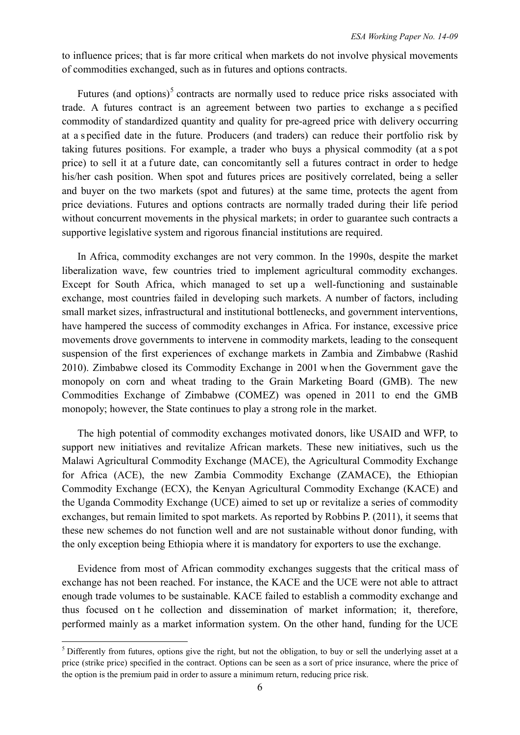to influence prices; that is far more critical when markets do not involve physical movements of commodities exchanged, such as in futures and options contracts.

Futures (and options)[5] contracts are normally used to reduce price risks associated with trade. A futures contract is an agreement between two parties to exchange a specified commodity of standardized quantity and quality for pre-agreed price with delivery occurring at a specified date in the future. Producers (and traders) can reduce their portfolio risk by taking futures positions. For example, a trader who buys a physical commodity (at a spot price) to sell it at a future date, can concomitantly sell a futures contract in order to hedge his/her cash position. When spot and futures prices are positively correlated, being a seller and buyer on the two markets (spot and futures) at the same time, protects the agent from price deviations. Futures and options contracts are normally traded during their life period without concurrent movements in the physical markets; in order to guarantee such contracts a supportive legislative system and rigorous financial institutions are required.

In Africa, commodity exchanges are not very common. In the 1990s, despite the market liberalization wave, few countries tried to implement agricultural commodity exchanges. Except for South Africa, which managed to set up a well-functioning and sustainable exchange, most countries failed in developing such markets. A number of factors, including small market sizes, infrastructural and institutional bottlenecks, and government interventions, have hampered the success of commodity exchanges in Africa. For instance, excessive price movements drove governments to intervene in commodity markets, leading to the consequent suspension of the first experiences of exchange markets in Zambia and Zimbabwe (Rashid 2010). Zimbabwe closed its Commodity Exchange in 2001 when the Government gave the monopoly on corn and wheat trading to the Grain Marketing Board (GMB). The new Commodities Exchange of Zimbabwe (COMEZ) was opened in 2011 to end the GMB monopoly; however, the State continues to play a strong role in the market.

The high potential of commodity exchanges motivated donors, like USAID and WFP, to support new initiatives and revitalize African markets. These new initiatives, such us the Malawi Agricultural Commodity Exchange (MACE), the Agricultural Commodity Exchange for Africa (ACE), the new Zambia Commodity Exchange (ZAMACE), the Ethiopian Commodity Exchange (ECX), the Kenyan Agricultural Commodity Exchange (KACE) and the Uganda Commodity Exchange (UCE) aimed to set up or revitalize a series of commodity exchanges, but remain limited to spot markets. As reported by Robbins P. (2011), it seems that these new schemes do not function well and are not sustainable without donor funding, with the only exception being Ethiopia where it is mandatory for exporters to use the exchange.

Evidence from most of African commodity exchanges suggests that the critical mass of exchange has not been reached. For instance, the KACE and the UCE were not able to attract enough trade volumes to be sustainable. KACE failed to establish a commodity exchange and thus focused on the collection and dissemination of market information; it, therefore, performed mainly as a market information system. On the other hand, funding for the UCE

---

[5] Differently from futures, options give the right, but not the obligation, to buy or sell the underlying asset at a price (strike price) specified in the contract. Options can be seen as a sort of price insurance, where the price of the option is the premium paid in order to assure a minimum return, reducing price risk.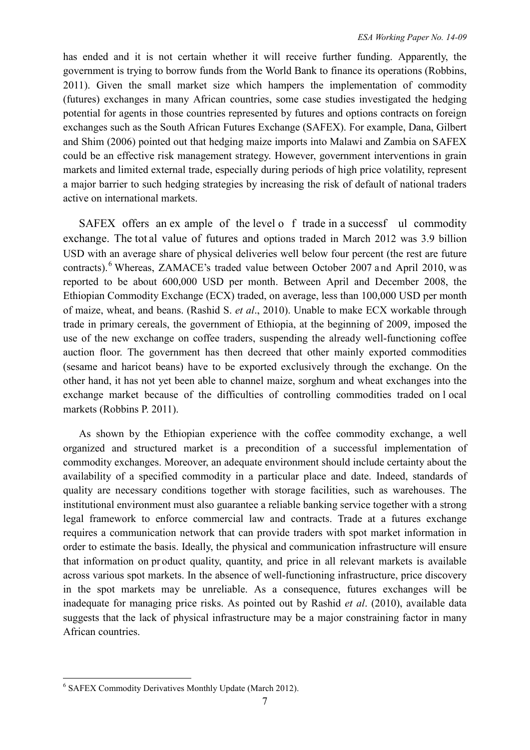has ended and it is not certain whether it will receive further funding. Apparently, the government is trying to borrow funds from the World Bank to finance its operations (Robbins, 2011). Given the small market size which hampers the implementation of commodity (futures) exchanges in many African countries, some case studies investigated the hedging potential for agents in those countries represented by futures and options contracts on foreign exchanges such as the South African Futures Exchange (SAFEX). For example, Dana, Gilbert and Shim (2006) pointed out that hedging maize imports into Malawi and Zambia on SAFEX could be an effective risk management strategy. However, government interventions in grain markets and limited external trade, especially during periods of high price volatility, represent a major barrier to such hedging strategies by increasing the risk of default of national traders active on international markets.

SAFEX offers an example of the level of trade in a successful commodity exchange. The total value of futures and options traded in March 2012 was 3.9 billion USD with an average share of physical deliveries well below four percent (the rest are future contracts).[6] Whereas, ZAMACE's traded value between October 2007 and April 2010, was reported to be about 600,000 USD per month. Between April and December 2008, the Ethiopian Commodity Exchange (ECX) traded, on average, less than 100,000 USD per month of maize, wheat, and beans. (Rashid S. *et al*., 2010). Unable to make ECX workable through trade in primary cereals, the government of Ethiopia, at the beginning of 2009, imposed the use of the new exchange on coffee traders, suspending the already well-functioning coffee auction floor. The government has then decreed that other mainly exported commodities (sesame and haricot beans) have to be exported exclusively through the exchange. On the other hand, it has not yet been able to channel maize, sorghum and wheat exchanges into the exchange market because of the difficulties of controlling commodities traded on local markets (Robbins P. 2011).

As shown by the Ethiopian experience with the coffee commodity exchange, a well organized and structured market is a precondition of a successful implementation of commodity exchanges. Moreover, an adequate environment should include certainty about the availability of a specified commodity in a particular place and date. Indeed, standards of quality are necessary conditions together with storage facilities, such as warehouses. The institutional environment must also guarantee a reliable banking service together with a strong legal framework to enforce commercial law and contracts. Trade at a futures exchange requires a communication network that can provide traders with spot market information in order to estimate the basis. Ideally, the physical and communication infrastructure will ensure that information on product quality, quantity, and price in all relevant markets is available across various spot markets. In the absence of well-functioning infrastructure, price discovery in the spot markets may be unreliable. As a consequence, futures exchanges will be inadequate for managing price risks. As pointed out by Rashid *et al*. (2010), available data suggests that the lack of physical infrastructure may be a major constraining factor in many African countries.

---

[6] SAFEX Commodity Derivatives Monthly Update (March 2012).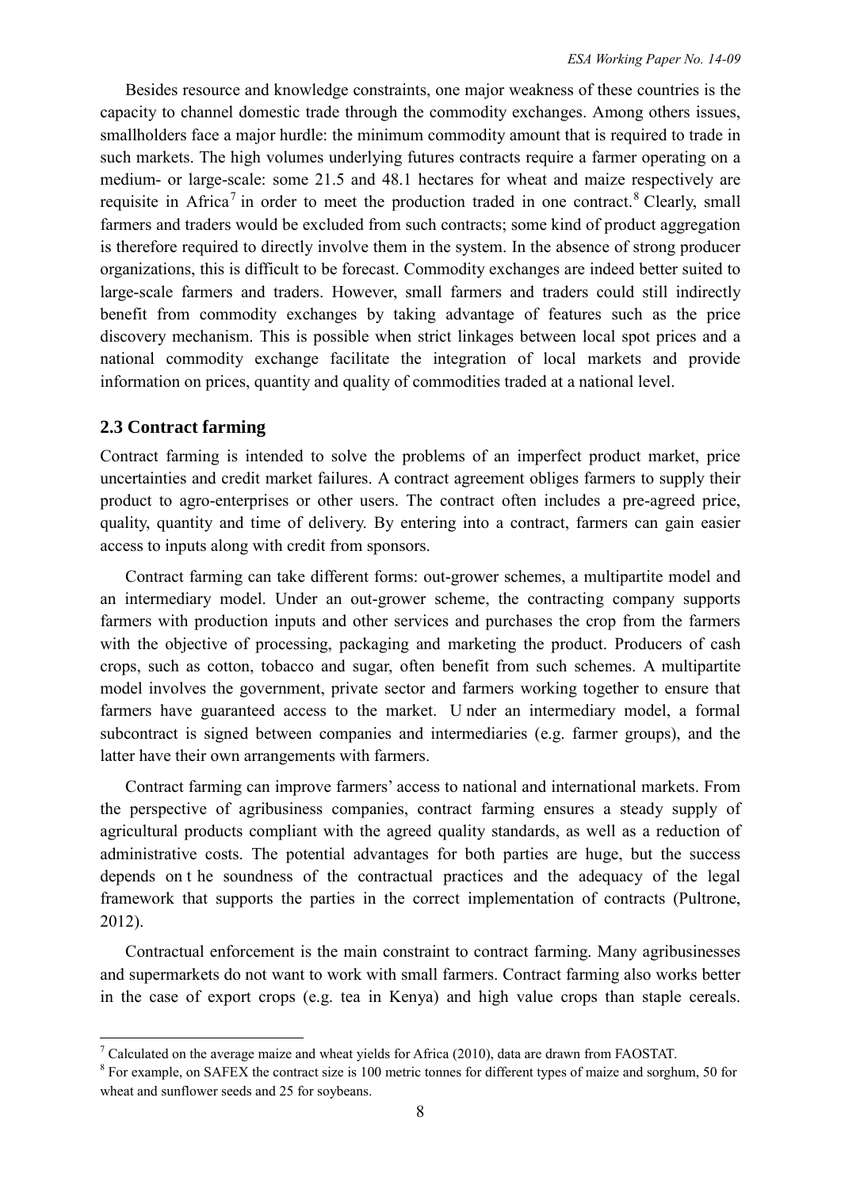Besides resource and knowledge constraints, one major weakness of these countries is the capacity to channel domestic trade through the commodity exchanges. Among others issues, smallholders face a major hurdle: the minimum commodity amount that is required to trade in such markets. The high volumes underlying futures contracts require a farmer operating on a medium- or large-scale: some 21.5 and 48.1 hectares for wheat and maize respectively are requisite in Africa[7] in order to meet the production traded in one contract.[8] Clearly, small farmers and traders would be excluded from such contracts; some kind of product aggregation is therefore required to directly involve them in the system. In the absence of strong producer organizations, this is difficult to be forecast. Commodity exchanges are indeed better suited to large-scale farmers and traders. However, small farmers and traders could still indirectly benefit from commodity exchanges by taking advantage of features such as the price discovery mechanism. This is possible when strict linkages between local spot prices and a national commodity exchange facilitate the integration of local markets and provide information on prices, quantity and quality of commodities traded at a national level.

## 2.3 Contract farming

Contract farming is intended to solve the problems of an imperfect product market, price uncertainties and credit market failures. A contract agreement obliges farmers to supply their product to agro-enterprises or other users. The contract often includes a pre-agreed price, quality, quantity and time of delivery. By entering into a contract, farmers can gain easier access to inputs along with credit from sponsors.

Contract farming can take different forms: out-grower schemes, a multipartite model and an intermediary model. Under an out-grower scheme, the contracting company supports farmers with production inputs and other services and purchases the crop from the farmers with the objective of processing, packaging and marketing the product. Producers of cash crops, such as cotton, tobacco and sugar, often benefit from such schemes. A multipartite model involves the government, private sector and farmers working together to ensure that farmers have guaranteed access to the market. Under an intermediary model, a formal subcontract is signed between companies and intermediaries (e.g. farmer groups), and the latter have their own arrangements with farmers.

Contract farming can improve farmers' access to national and international markets. From the perspective of agribusiness companies, contract farming ensures a steady supply of agricultural products compliant with the agreed quality standards, as well as a reduction of administrative costs. The potential advantages for both parties are huge, but the success depends on the soundness of the contractual practices and the adequacy of the legal framework that supports the parties in the correct implementation of contracts (Pultrone, 2012).

Contractual enforcement is the main constraint to contract farming. Many agribusinesses and supermarkets do not want to work with small farmers. Contract farming also works better in the case of export crops (e.g. tea in Kenya) and high value crops than staple cereals.

---

[7] Calculated on the average maize and wheat yields for Africa (2010), data are drawn from FAOSTAT.

[8] For example, on SAFEX the contract size is 100 metric tonnes for different types of maize and sorghum, 50 for wheat and sunflower seeds and 25 for soybeans.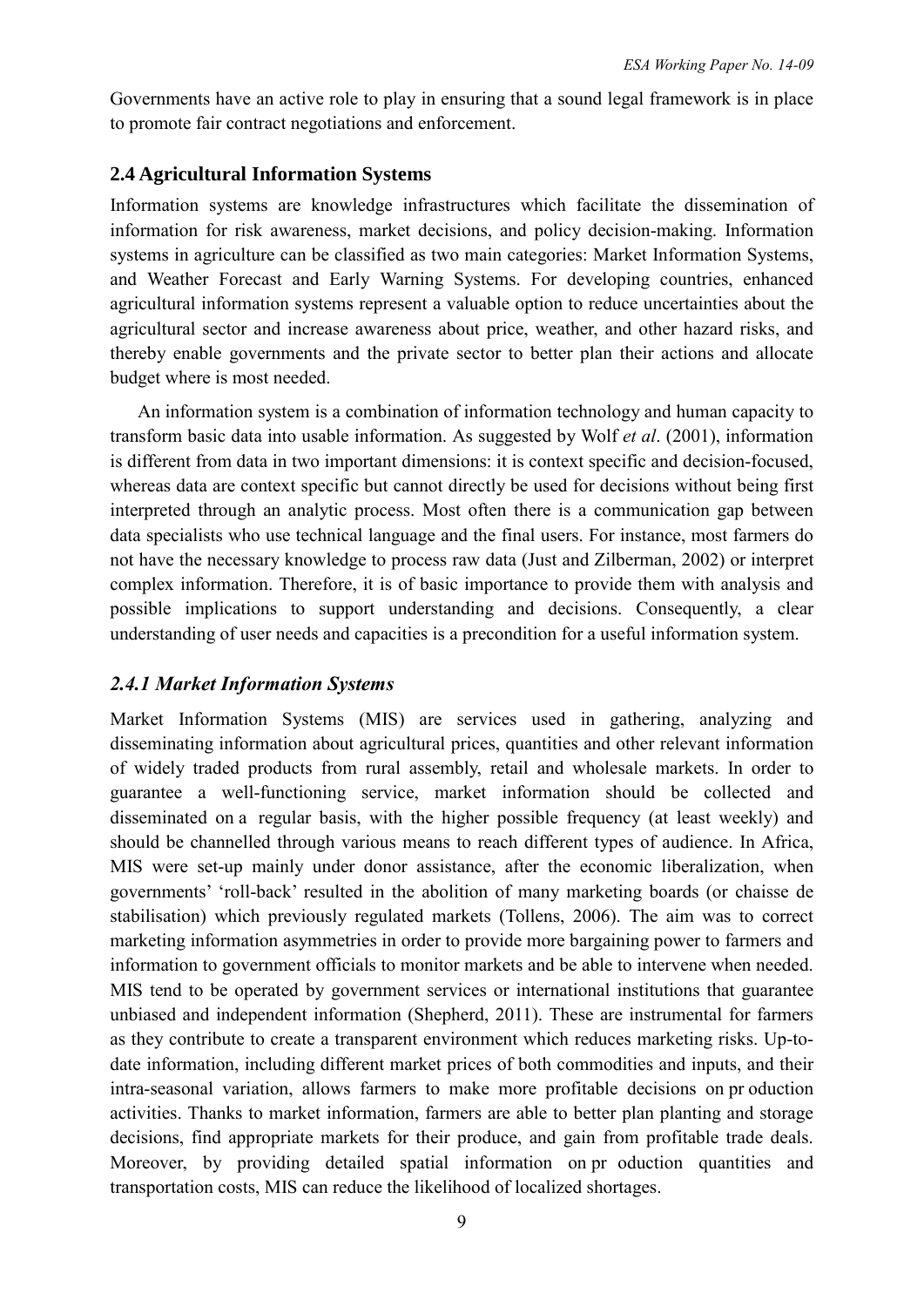Governments have an active role to play in ensuring that a sound legal framework is in place to promote fair contract negotiations and enforcement.

## 2.4 Agricultural Information Systems

Information systems are knowledge infrastructures which facilitate the dissemination of information for risk awareness, market decisions, and policy decision-making. Information systems in agriculture can be classified as two main categories: Market Information Systems, and Weather Forecast and Early Warning Systems. For developing countries, enhanced agricultural information systems represent a valuable option to reduce uncertainties about the agricultural sector and increase awareness about price, weather, and other hazard risks, and thereby enable governments and the private sector to better plan their actions and allocate budget where is most needed.

An information system is a combination of information technology and human capacity to transform basic data into usable information. As suggested by Wolf *et al*. (2001), information is different from data in two important dimensions: it is context specific and decision-focused, whereas data are context specific but cannot directly be used for decisions without being first interpreted through an analytic process. Most often there is a communication gap between data specialists who use technical language and the final users. For instance, most farmers do not have the necessary knowledge to process raw data (Just and Zilberman, 2002) or interpret complex information. Therefore, it is of basic importance to provide them with analysis and possible implications to support understanding and decisions. Consequently, a clear understanding of user needs and capacities is a precondition for a useful information system.

### *2.4.1 Market Information Systems*

Market Information Systems (MIS) are services used in gathering, analyzing and disseminating information about agricultural prices, quantities and other relevant information of widely traded products from rural assembly, retail and wholesale markets. In order to guarantee a well-functioning service, market information should be collected and disseminated on a regular basis, with the higher possible frequency (at least weekly) and should be channelled through various means to reach different types of audience. In Africa, MIS were set-up mainly under donor assistance, after the economic liberalization, when governments' 'roll-back' resulted in the abolition of many marketing boards (or chaisse de stabilisation) which previously regulated markets (Tollens, 2006). The aim was to correct marketing information asymmetries in order to provide more bargaining power to farmers and information to government officials to monitor markets and be able to intervene when needed. MIS tend to be operated by government services or international institutions that guarantee unbiased and independent information (Shepherd, 2011). These are instrumental for farmers as they contribute to create a transparent environment which reduces marketing risks. Up-to-date information, including different market prices of both commodities and inputs, and their intra-seasonal variation, allows farmers to make more profitable decisions on production activities. Thanks to market information, farmers are able to better plan planting and storage decisions, find appropriate markets for their produce, and gain from profitable trade deals. Moreover, by providing detailed spatial information on production quantities and transportation costs, MIS can reduce the likelihood of localized shortages.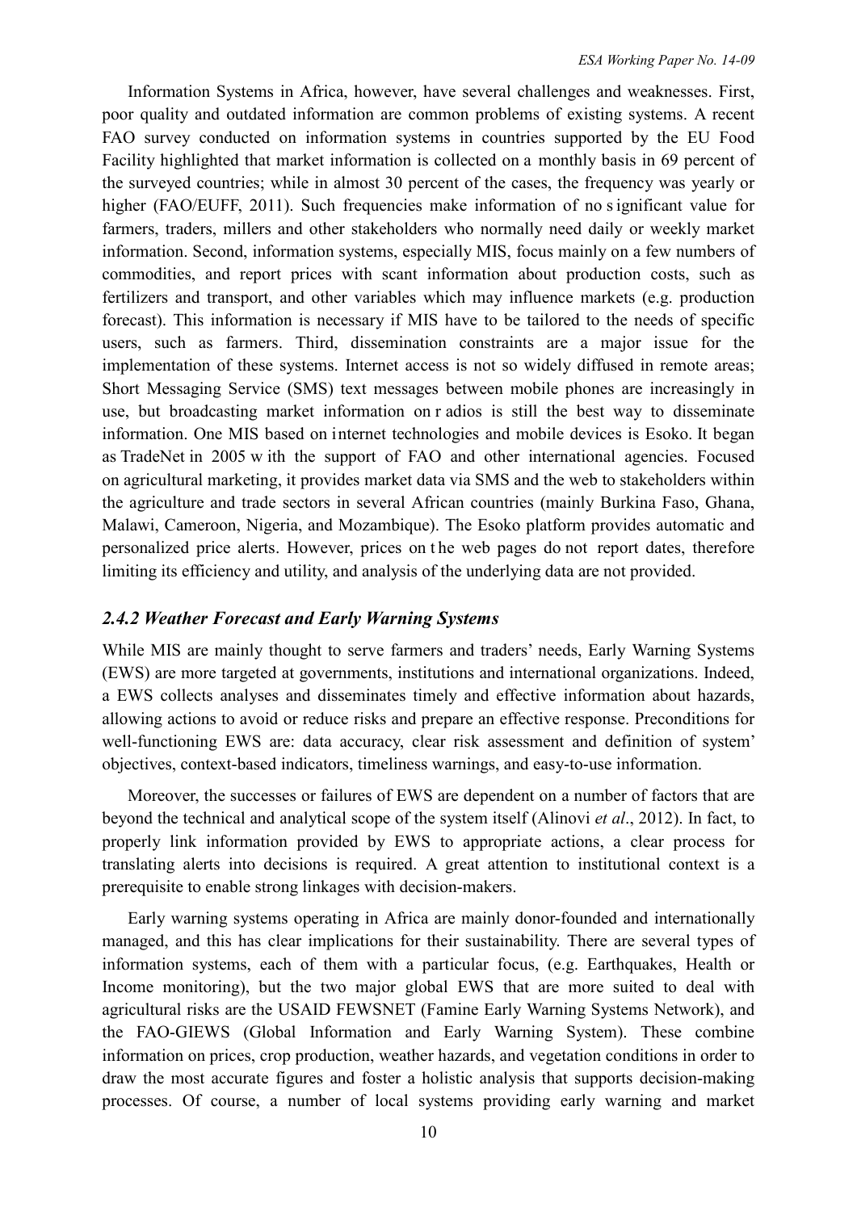Information Systems in Africa, however, have several challenges and weaknesses. First, poor quality and outdated information are common problems of existing systems. A recent FAO survey conducted on information systems in countries supported by the EU Food Facility highlighted that market information is collected on a monthly basis in 69 percent of the surveyed countries; while in almost 30 percent of the cases, the frequency was yearly or higher (FAO/EUFF, 2011). Such frequencies make information of no significant value for farmers, traders, millers and other stakeholders who normally need daily or weekly market information. Second, information systems, especially MIS, focus mainly on a few numbers of commodities, and report prices with scant information about production costs, such as fertilizers and transport, and other variables which may influence markets (e.g. production forecast). This information is necessary if MIS have to be tailored to the needs of specific users, such as farmers. Third, dissemination constraints are a major issue for the implementation of these systems. Internet access is not so widely diffused in remote areas; Short Messaging Service (SMS) text messages between mobile phones are increasingly in use, but broadcasting market information on radios is still the best way to disseminate information. One MIS based on internet technologies and mobile devices is Esoko. It began as TradeNet in 2005 with the support of FAO and other international agencies. Focused on agricultural marketing, it provides market data via SMS and the web to stakeholders within the agriculture and trade sectors in several African countries (mainly Burkina Faso, Ghana, Malawi, Cameroon, Nigeria, and Mozambique). The Esoko platform provides automatic and personalized price alerts. However, prices on the web pages do not report dates, therefore limiting its efficiency and utility, and analysis of the underlying data are not provided.

### *2.4.2 Weather Forecast and Early Warning Systems*

While MIS are mainly thought to serve farmers and traders' needs, Early Warning Systems (EWS) are more targeted at governments, institutions and international organizations. Indeed, a EWS collects analyses and disseminates timely and effective information about hazards, allowing actions to avoid or reduce risks and prepare an effective response. Preconditions for well-functioning EWS are: data accuracy, clear risk assessment and definition of system' objectives, context-based indicators, timeliness warnings, and easy-to-use information.

Moreover, the successes or failures of EWS are dependent on a number of factors that are beyond the technical and analytical scope of the system itself (Alinovi *et al*., 2012). In fact, to properly link information provided by EWS to appropriate actions, a clear process for translating alerts into decisions is required. A great attention to institutional context is a prerequisite to enable strong linkages with decision-makers.

Early warning systems operating in Africa are mainly donor-founded and internationally managed, and this has clear implications for their sustainability. There are several types of information systems, each of them with a particular focus, (e.g. Earthquakes, Health or Income monitoring), but the two major global EWS that are more suited to deal with agricultural risks are the USAID FEWSNET (Famine Early Warning Systems Network), and the FAO-GIEWS (Global Information and Early Warning System). These combine information on prices, crop production, weather hazards, and vegetation conditions in order to draw the most accurate figures and foster a holistic analysis that supports decision-making processes. Of course, a number of local systems providing early warning and market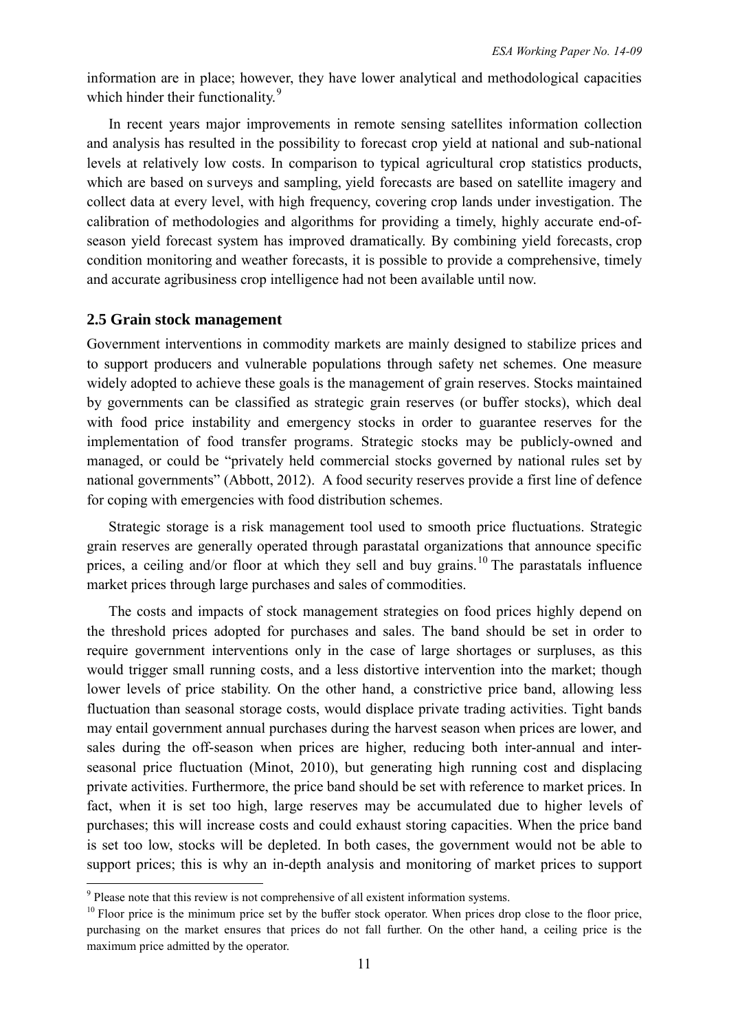information are in place; however, they have lower analytical and methodological capacities which hinder their functionality.[9]

In recent years major improvements in remote sensing satellites information collection and analysis has resulted in the possibility to forecast crop yield at national and sub-national levels at relatively low costs. In comparison to typical agricultural crop statistics products, which are based on surveys and sampling, yield forecasts are based on satellite imagery and collect data at every level, with high frequency, covering crop lands under investigation. The calibration of methodologies and algorithms for providing a timely, highly accurate end-of-season yield forecast system has improved dramatically. By combining yield forecasts, crop condition monitoring and weather forecasts, it is possible to provide a comprehensive, timely and accurate agribusiness crop intelligence had not been available until now.

## 2.5 Grain stock management

Government interventions in commodity markets are mainly designed to stabilize prices and to support producers and vulnerable populations through safety net schemes. One measure widely adopted to achieve these goals is the management of grain reserves. Stocks maintained by governments can be classified as strategic grain reserves (or buffer stocks), which deal with food price instability and emergency stocks in order to guarantee reserves for the implementation of food transfer programs. Strategic stocks may be publicly-owned and managed, or could be "privately held commercial stocks governed by national rules set by national governments" (Abbott, 2012). A food security reserves provide a first line of defence for coping with emergencies with food distribution schemes.

Strategic storage is a risk management tool used to smooth price fluctuations. Strategic grain reserves are generally operated through parastatal organizations that announce specific prices, a ceiling and/or floor at which they sell and buy grains.[10] The parastatals influence market prices through large purchases and sales of commodities.

The costs and impacts of stock management strategies on food prices highly depend on the threshold prices adopted for purchases and sales. The band should be set in order to require government interventions only in the case of large shortages or surpluses, as this would trigger small running costs, and a less distortive intervention into the market; though lower levels of price stability. On the other hand, a constrictive price band, allowing less fluctuation than seasonal storage costs, would displace private trading activities. Tight bands may entail government annual purchases during the harvest season when prices are lower, and sales during the off-season when prices are higher, reducing both inter-annual and inter-seasonal price fluctuation (Minot, 2010), but generating high running cost and displacing private activities. Furthermore, the price band should be set with reference to market prices. In fact, when it is set too high, large reserves may be accumulated due to higher levels of purchases; this will increase costs and could exhaust storing capacities. When the price band is set too low, stocks will be depleted. In both cases, the government would not be able to support prices; this is why an in-depth analysis and monitoring of market prices to support

[9] Please note that this review is not comprehensive of all existent information systems.

[10] Floor price is the minimum price set by the buffer stock operator. When prices drop close to the floor price, purchasing on the market ensures that prices do not fall further. On the other hand, a ceiling price is the maximum price admitted by the operator.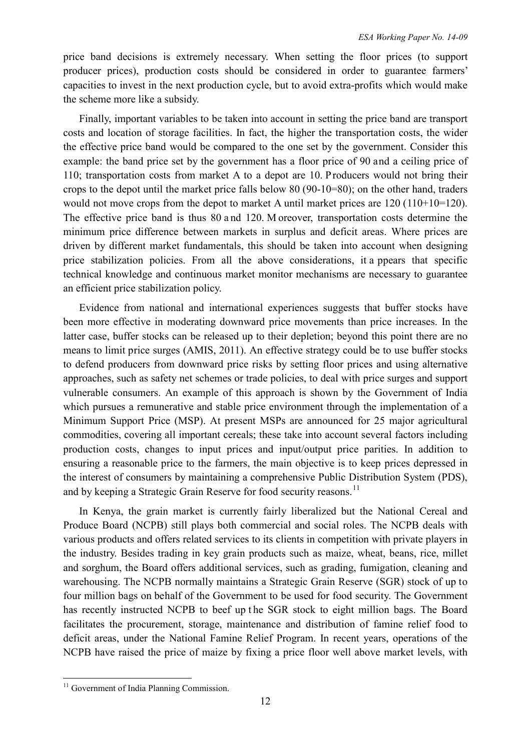price band decisions is extremely necessary. When setting the floor prices (to support producer prices), production costs should be considered in order to guarantee farmers' capacities to invest in the next production cycle, but to avoid extra-profits which would make the scheme more like a subsidy.

Finally, important variables to be taken into account in setting the price band are transport costs and location of storage facilities. In fact, the higher the transportation costs, the wider the effective price band would be compared to the one set by the government. Consider this example: the band price set by the government has a floor price of 90 and a ceiling price of 110; transportation costs from market A to a depot are 10. Producers would not bring their crops to the depot until the market price falls below 80 (90-10=80); on the other hand, traders would not move crops from the depot to market A until market prices are 120 (110+10=120). The effective price band is thus 80 and 120. Moreover, transportation costs determine the minimum price difference between markets in surplus and deficit areas. Where prices are driven by different market fundamentals, this should be taken into account when designing price stabilization policies. From all the above considerations, it appears that specific technical knowledge and continuous market monitor mechanisms are necessary to guarantee an efficient price stabilization policy.

Evidence from national and international experiences suggests that buffer stocks have been more effective in moderating downward price movements than price increases. In the latter case, buffer stocks can be released up to their depletion; beyond this point there are no means to limit price surges (AMIS, 2011). An effective strategy could be to use buffer stocks to defend producers from downward price risks by setting floor prices and using alternative approaches, such as safety net schemes or trade policies, to deal with price surges and support vulnerable consumers. An example of this approach is shown by the Government of India which pursues a remunerative and stable price environment through the implementation of a Minimum Support Price (MSP). At present MSPs are announced for 25 major agricultural commodities, covering all important cereals; these take into account several factors including production costs, changes to input prices and input/output price parities. In addition to ensuring a reasonable price to the farmers, the main objective is to keep prices depressed in the interest of consumers by maintaining a comprehensive Public Distribution System (PDS), and by keeping a Strategic Grain Reserve for food security reasons.[11]

In Kenya, the grain market is currently fairly liberalized but the National Cereal and Produce Board (NCPB) still plays both commercial and social roles. The NCPB deals with various products and offers related services to its clients in competition with private players in the industry. Besides trading in key grain products such as maize, wheat, beans, rice, millet and sorghum, the Board offers additional services, such as grading, fumigation, cleaning and warehousing. The NCPB normally maintains a Strategic Grain Reserve (SGR) stock of up to four million bags on behalf of the Government to be used for food security. The Government has recently instructed NCPB to beef up the SGR stock to eight million bags. The Board facilitates the procurement, storage, maintenance and distribution of famine relief food to deficit areas, under the National Famine Relief Program. In recent years, operations of the NCPB have raised the price of maize by fixing a price floor well above market levels, with

[11] Government of India Planning Commission.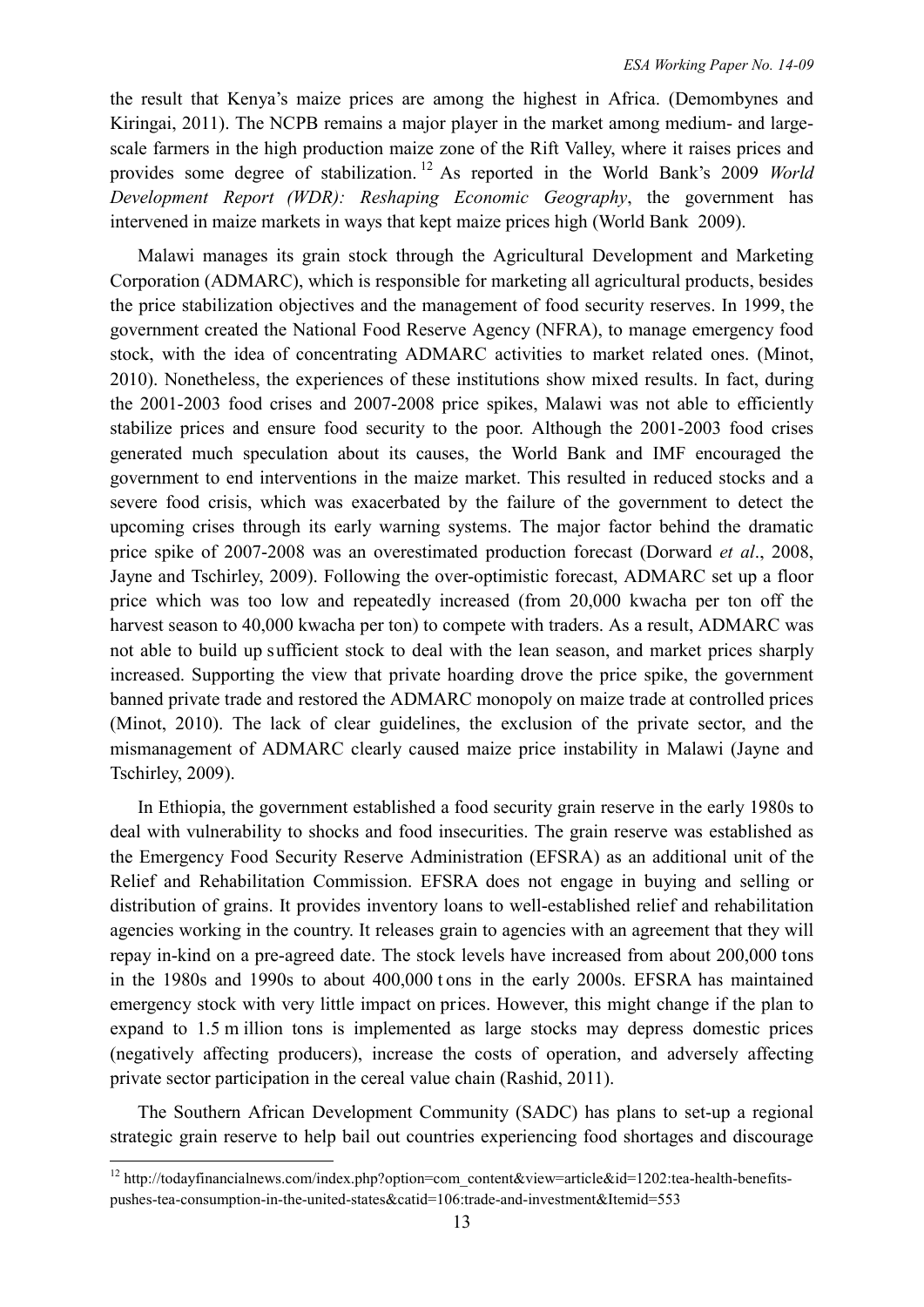the result that Kenya's maize prices are among the highest in Africa. (Demombynes and Kiringai, 2011). The NCPB remains a major player in the market among medium- and large-scale farmers in the high production maize zone of the Rift Valley, where it raises prices and provides some degree of stabilization.[12] As reported in the World Bank's 2009 *World Development Report (WDR): Reshaping Economic Geography*, the government has intervened in maize markets in ways that kept maize prices high (World Bank 2009).

Malawi manages its grain stock through the Agricultural Development and Marketing Corporation (ADMARC), which is responsible for marketing all agricultural products, besides the price stabilization objectives and the management of food security reserves. In 1999, the government created the National Food Reserve Agency (NFRA), to manage emergency food stock, with the idea of concentrating ADMARC activities to market related ones. (Minot, 2010). Nonetheless, the experiences of these institutions show mixed results. In fact, during the 2001-2003 food crises and 2007-2008 price spikes, Malawi was not able to efficiently stabilize prices and ensure food security to the poor. Although the 2001-2003 food crises generated much speculation about its causes, the World Bank and IMF encouraged the government to end interventions in the maize market. This resulted in reduced stocks and a severe food crisis, which was exacerbated by the failure of the government to detect the upcoming crises through its early warning systems. The major factor behind the dramatic price spike of 2007-2008 was an overestimated production forecast (Dorward *et al*., 2008, Jayne and Tschirley, 2009). Following the over-optimistic forecast, ADMARC set up a floor price which was too low and repeatedly increased (from 20,000 kwacha per ton off the harvest season to 40,000 kwacha per ton) to compete with traders. As a result, ADMARC was not able to build up sufficient stock to deal with the lean season, and market prices sharply increased. Supporting the view that private hoarding drove the price spike, the government banned private trade and restored the ADMARC monopoly on maize trade at controlled prices (Minot, 2010). The lack of clear guidelines, the exclusion of the private sector, and the mismanagement of ADMARC clearly caused maize price instability in Malawi (Jayne and Tschirley, 2009).

In Ethiopia, the government established a food security grain reserve in the early 1980s to deal with vulnerability to shocks and food insecurities. The grain reserve was established as the Emergency Food Security Reserve Administration (EFSRA) as an additional unit of the Relief and Rehabilitation Commission. EFSRA does not engage in buying and selling or distribution of grains. It provides inventory loans to well-established relief and rehabilitation agencies working in the country. It releases grain to agencies with an agreement that they will repay in-kind on a pre-agreed date. The stock levels have increased from about 200,000 tons in the 1980s and 1990s to about 400,000 tons in the early 2000s. EFSRA has maintained emergency stock with very little impact on prices. However, this might change if the plan to expand to 1.5 million tons is implemented as large stocks may depress domestic prices (negatively affecting producers), increase the costs of operation, and adversely affecting private sector participation in the cereal value chain (Rashid, 2011).

The Southern African Development Community (SADC) has plans to set-up a regional strategic grain reserve to help bail out countries experiencing food shortages and discourage

---

[12] http://todayfinancialnews.com/index.php?option=com_content&view=article&id=1202:tea-health-benefits-pushes-tea-consumption-in-the-united-states&catid=106:trade-and-investment&Itemid=553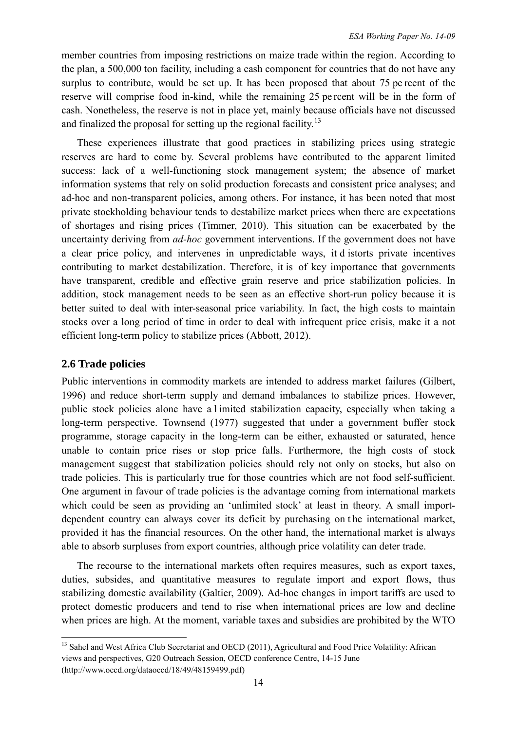member countries from imposing restrictions on maize trade within the region. According to the plan, a 500,000 ton facility, including a cash component for countries that do not have any surplus to contribute, would be set up. It has been proposed that about 75 per cent of the reserve will comprise food in-kind, while the remaining 25 per cent will be in the form of cash. Nonetheless, the reserve is not in place yet, mainly because officials have not discussed and finalized the proposal for setting up the regional facility.[13]

These experiences illustrate that good practices in stabilizing prices using strategic reserves are hard to come by. Several problems have contributed to the apparent limited success: lack of a well-functioning stock management system; the absence of market information systems that rely on solid production forecasts and consistent price analyses; and ad-hoc and non-transparent policies, among others. For instance, it has been noted that most private stockholding behaviour tends to destabilize market prices when there are expectations of shortages and rising prices (Timmer, 2010). This situation can be exacerbated by the uncertainty deriving from *ad-hoc* government interventions. If the government does not have a clear price policy, and intervenes in unpredictable ways, it distorts private incentives contributing to market destabilization. Therefore, it is of key importance that governments have transparent, credible and effective grain reserve and price stabilization policies. In addition, stock management needs to be seen as an effective short-run policy because it is better suited to deal with inter-seasonal price variability. In fact, the high costs to maintain stocks over a long period of time in order to deal with infrequent price crisis, make it a not efficient long-term policy to stabilize prices (Abbott, 2012).

## 2.6 Trade policies

Public interventions in commodity markets are intended to address market failures (Gilbert, 1996) and reduce short-term supply and demand imbalances to stabilize prices. However, public stock policies alone have a limited stabilization capacity, especially when taking a long-term perspective. Townsend (1977) suggested that under a government buffer stock programme, storage capacity in the long-term can be either, exhausted or saturated, hence unable to contain price rises or stop price falls. Furthermore, the high costs of stock management suggest that stabilization policies should rely not only on stocks, but also on trade policies. This is particularly true for those countries which are not food self-sufficient. One argument in favour of trade policies is the advantage coming from international markets which could be seen as providing an 'unlimited stock' at least in theory. A small import-dependent country can always cover its deficit by purchasing on the international market, provided it has the financial resources. On the other hand, the international market is always able to absorb surpluses from export countries, although price volatility can deter trade.

The recourse to the international markets often requires measures, such as export taxes, duties, subsides, and quantitative measures to regulate import and export flows, thus stabilizing domestic availability (Galtier, 2009). Ad-hoc changes in import tariffs are used to protect domestic producers and tend to rise when international prices are low and decline when prices are high. At the moment, variable taxes and subsidies are prohibited by the WTO

[13] Sahel and West Africa Club Secretariat and OECD (2011), Agricultural and Food Price Volatility: African views and perspectives, G20 Outreach Session, OECD conference Centre, 14-15 June (http://www.oecd.org/dataoecd/18/49/48159499.pdf)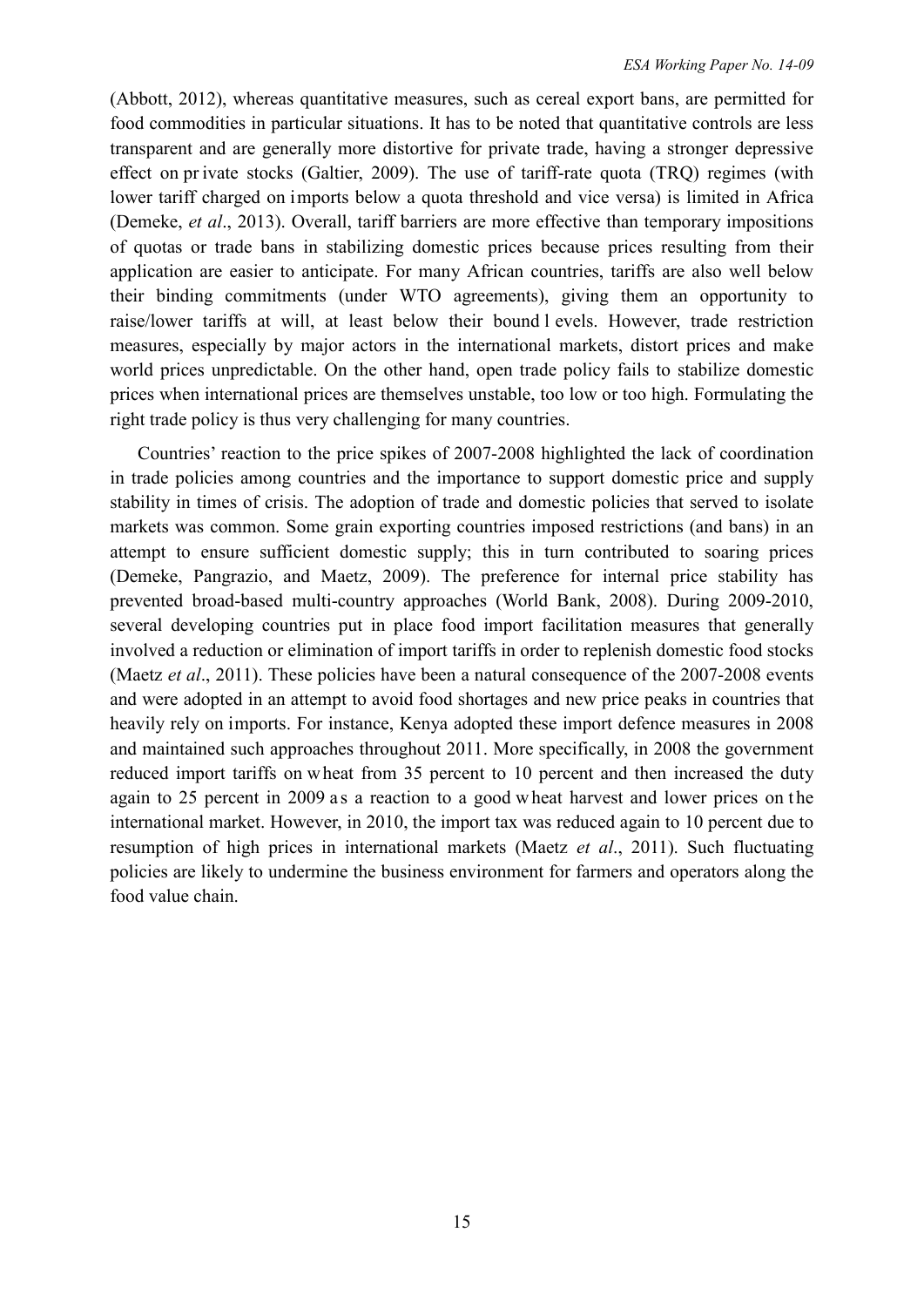(Abbott, 2012), whereas quantitative measures, such as cereal export bans, are permitted for food commodities in particular situations. It has to be noted that quantitative controls are less transparent and are generally more distortive for private trade, having a stronger depressive effect on private stocks (Galtier, 2009). The use of tariff-rate quota (TRQ) regimes (with lower tariff charged on imports below a quota threshold and vice versa) is limited in Africa (Demeke, *et al*., 2013). Overall, tariff barriers are more effective than temporary impositions of quotas or trade bans in stabilizing domestic prices because prices resulting from their application are easier to anticipate. For many African countries, tariffs are also well below their binding commitments (under WTO agreements), giving them an opportunity to raise/lower tariffs at will, at least below their bound levels. However, trade restriction measures, especially by major actors in the international markets, distort prices and make world prices unpredictable. On the other hand, open trade policy fails to stabilize domestic prices when international prices are themselves unstable, too low or too high. Formulating the right trade policy is thus very challenging for many countries.

Countries' reaction to the price spikes of 2007-2008 highlighted the lack of coordination in trade policies among countries and the importance to support domestic price and supply stability in times of crisis. The adoption of trade and domestic policies that served to isolate markets was common. Some grain exporting countries imposed restrictions (and bans) in an attempt to ensure sufficient domestic supply; this in turn contributed to soaring prices (Demeke, Pangrazio, and Maetz, 2009). The preference for internal price stability has prevented broad-based multi-country approaches (World Bank, 2008). During 2009-2010, several developing countries put in place food import facilitation measures that generally involved a reduction or elimination of import tariffs in order to replenish domestic food stocks (Maetz *et al*., 2011). These policies have been a natural consequence of the 2007-2008 events and were adopted in an attempt to avoid food shortages and new price peaks in countries that heavily rely on imports. For instance, Kenya adopted these import defence measures in 2008 and maintained such approaches throughout 2011. More specifically, in 2008 the government reduced import tariffs on wheat from 35 percent to 10 percent and then increased the duty again to 25 percent in 2009 as a reaction to a good wheat harvest and lower prices on the international market. However, in 2010, the import tax was reduced again to 10 percent due to resumption of high prices in international markets (Maetz *et al*., 2011). Such fluctuating policies are likely to undermine the business environment for farmers and operators along the food value chain.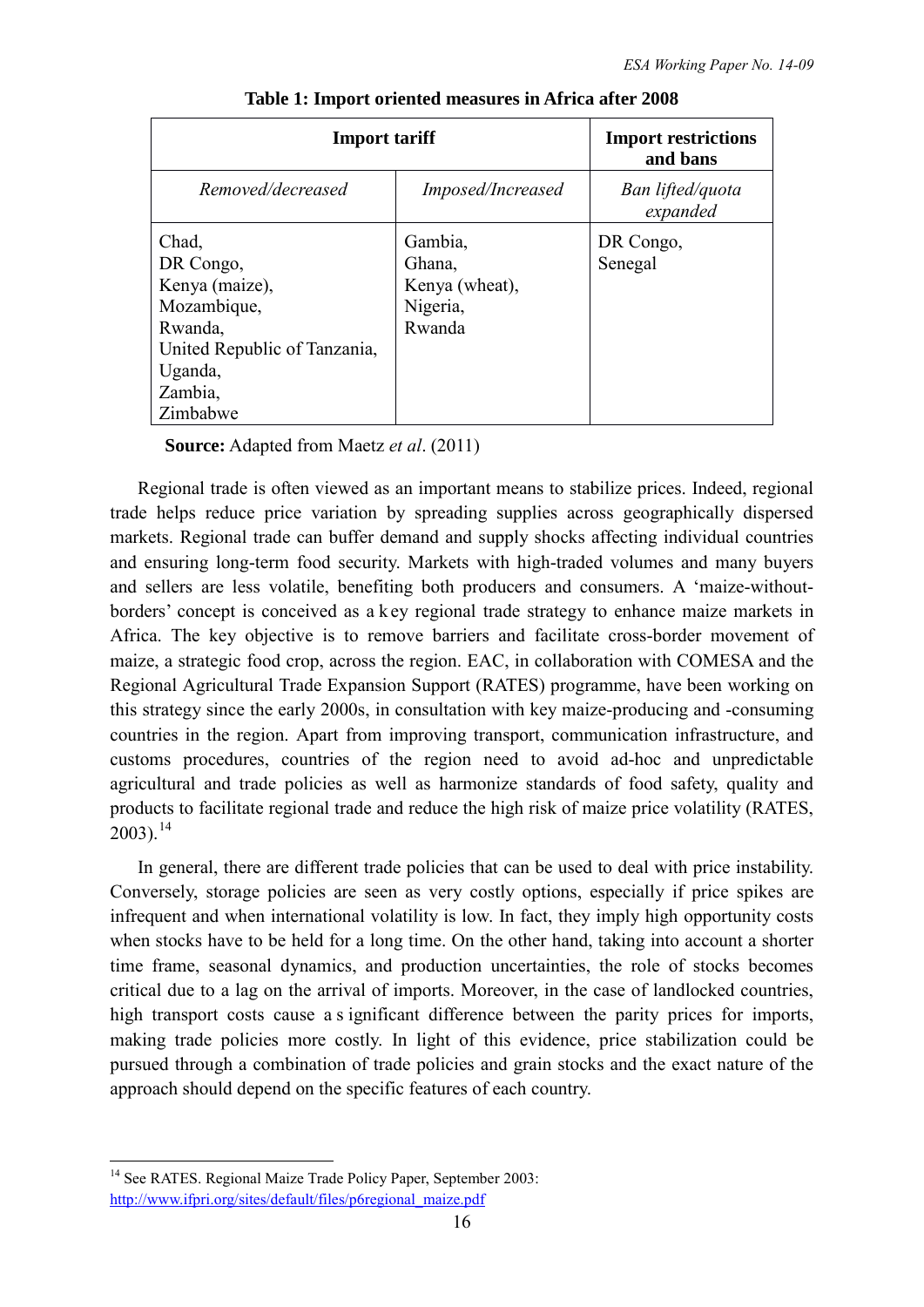**Table 1: Import oriented measures in Africa after 2008**

| Import tariff | | Import restrictions and bans |
|---|---|---|
| *Removed/decreased* | *Imposed/Increased* | *Ban lifted/quota expanded* |
| Chad,<br>DR Congo,<br>Kenya (maize),<br>Mozambique,<br>Rwanda,<br>United Republic of Tanzania,<br>Uganda,<br>Zambia,<br>Zimbabwe | Gambia,<br>Ghana,<br>Kenya (wheat),<br>Nigeria,<br>Rwanda | DR Congo,<br>Senegal |

**Source:** Adapted from Maetz *et al*. (2011)

Regional trade is often viewed as an important means to stabilize prices. Indeed, regional trade helps reduce price variation by spreading supplies across geographically dispersed markets. Regional trade can buffer demand and supply shocks affecting individual countries and ensuring long-term food security. Markets with high-traded volumes and many buyers and sellers are less volatile, benefiting both producers and consumers. A 'maize-without-borders' concept is conceived as a key regional trade strategy to enhance maize markets in Africa. The key objective is to remove barriers and facilitate cross-border movement of maize, a strategic food crop, across the region. EAC, in collaboration with COMESA and the Regional Agricultural Trade Expansion Support (RATES) programme, have been working on this strategy since the early 2000s, in consultation with key maize-producing and -consuming countries in the region. Apart from improving transport, communication infrastructure, and customs procedures, countries of the region need to avoid ad-hoc and unpredictable agricultural and trade policies as well as harmonize standards of food safety, quality and products to facilitate regional trade and reduce the high risk of maize price volatility (RATES, 2003).[14]

In general, there are different trade policies that can be used to deal with price instability. Conversely, storage policies are seen as very costly options, especially if price spikes are infrequent and when international volatility is low. In fact, they imply high opportunity costs when stocks have to be held for a long time. On the other hand, taking into account a shorter time frame, seasonal dynamics, and production uncertainties, the role of stocks becomes critical due to a lag on the arrival of imports. Moreover, in the case of landlocked countries, high transport costs cause a significant difference between the parity prices for imports, making trade policies more costly. In light of this evidence, price stabilization could be pursued through a combination of trade policies and grain stocks and the exact nature of the approach should depend on the specific features of each country.

---

[14] See RATES. Regional Maize Trade Policy Paper, September 2003: http://www.ifpri.org/sites/default/files/p6regional_maize.pdf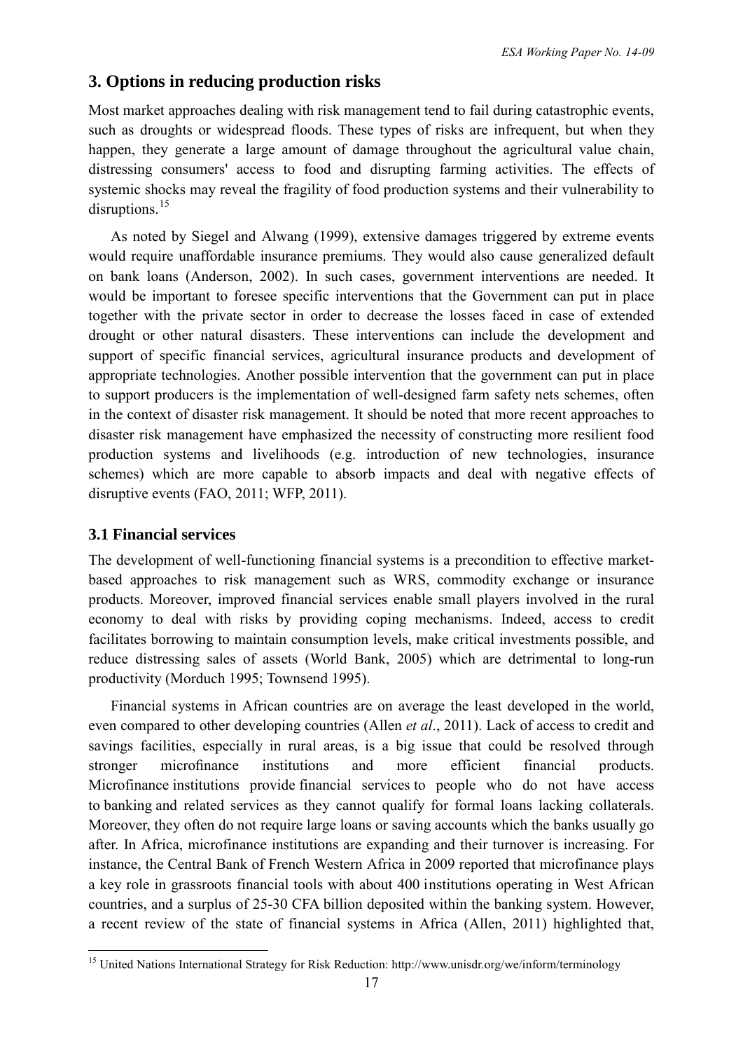## 3. Options in reducing production risks

Most market approaches dealing with risk management tend to fail during catastrophic events, such as droughts or widespread floods. These types of risks are infrequent, but when they happen, they generate a large amount of damage throughout the agricultural value chain, distressing consumers' access to food and disrupting farming activities. The effects of systemic shocks may reveal the fragility of food production systems and their vulnerability to disruptions.[15]

As noted by Siegel and Alwang (1999), extensive damages triggered by extreme events would require unaffordable insurance premiums. They would also cause generalized default on bank loans (Anderson, 2002). In such cases, government interventions are needed. It would be important to foresee specific interventions that the Government can put in place together with the private sector in order to decrease the losses faced in case of extended drought or other natural disasters. These interventions can include the development and support of specific financial services, agricultural insurance products and development of appropriate technologies. Another possible intervention that the government can put in place to support producers is the implementation of well-designed farm safety nets schemes, often in the context of disaster risk management. It should be noted that more recent approaches to disaster risk management have emphasized the necessity of constructing more resilient food production systems and livelihoods (e.g. introduction of new technologies, insurance schemes) which are more capable to absorb impacts and deal with negative effects of disruptive events (FAO, 2011; WFP, 2011).

### 3.1 Financial services

The development of well-functioning financial systems is a precondition to effective market-based approaches to risk management such as WRS, commodity exchange or insurance products. Moreover, improved financial services enable small players involved in the rural economy to deal with risks by providing coping mechanisms. Indeed, access to credit facilitates borrowing to maintain consumption levels, make critical investments possible, and reduce distressing sales of assets (World Bank, 2005) which are detrimental to long-run productivity (Morduch 1995; Townsend 1995).

Financial systems in African countries are on average the least developed in the world, even compared to other developing countries (Allen *et al*., 2011). Lack of access to credit and savings facilities, especially in rural areas, is a big issue that could be resolved through stronger microfinance institutions and more efficient financial products. Microfinance institutions provide financial services to people who do not have access to banking and related services as they cannot qualify for formal loans lacking collaterals. Moreover, they often do not require large loans or saving accounts which the banks usually go after. In Africa, microfinance institutions are expanding and their turnover is increasing. For instance, the Central Bank of French Western Africa in 2009 reported that microfinance plays a key role in grassroots financial tools with about 400 institutions operating in West African countries, and a surplus of 25-30 CFA billion deposited within the banking system. However, a recent review of the state of financial systems in Africa (Allen, 2011) highlighted that,

[15] United Nations International Strategy for Risk Reduction: http://www.unisdr.org/we/inform/terminology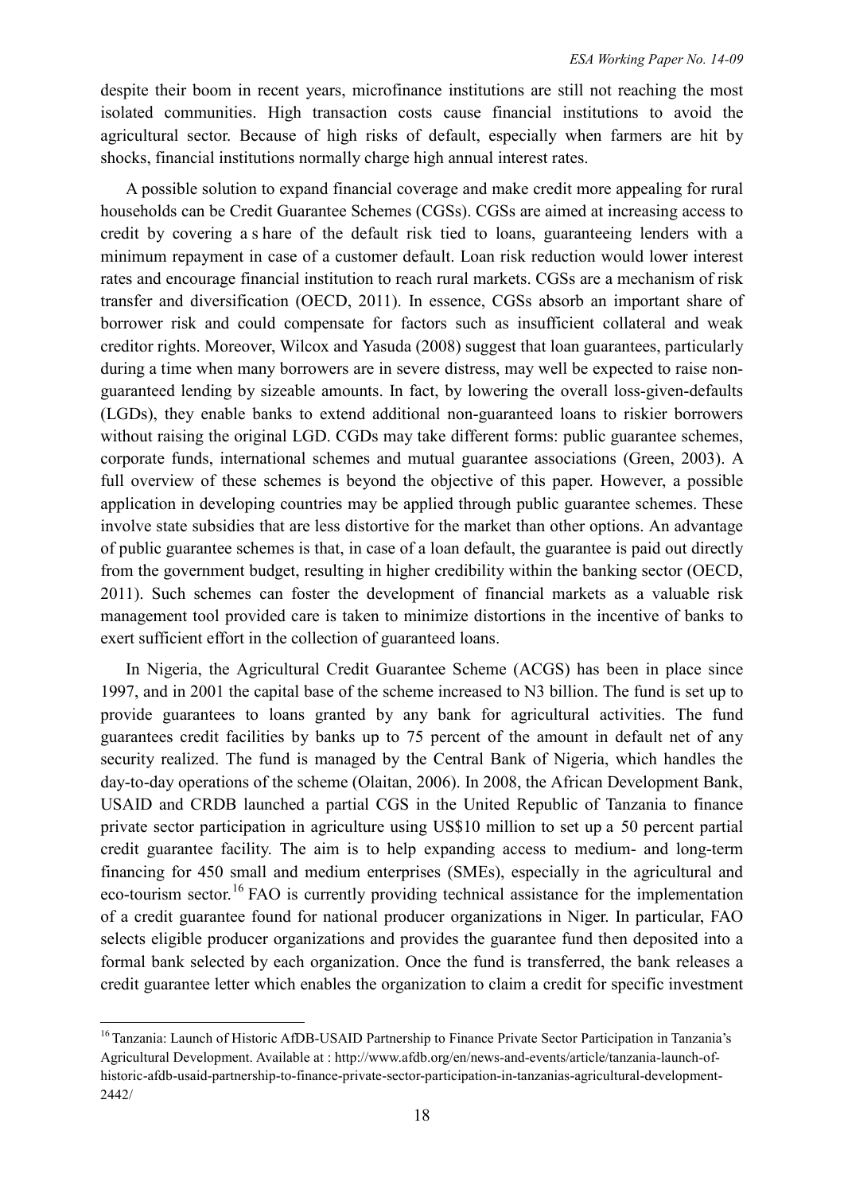despite their boom in recent years, microfinance institutions are still not reaching the most isolated communities. High transaction costs cause financial institutions to avoid the agricultural sector. Because of high risks of default, especially when farmers are hit by shocks, financial institutions normally charge high annual interest rates.

A possible solution to expand financial coverage and make credit more appealing for rural households can be Credit Guarantee Schemes (CGSs). CGSs are aimed at increasing access to credit by covering a s hare of the default risk tied to loans, guaranteeing lenders with a minimum repayment in case of a customer default. Loan risk reduction would lower interest rates and encourage financial institution to reach rural markets. CGSs are a mechanism of risk transfer and diversification (OECD, 2011). In essence, CGSs absorb an important share of borrower risk and could compensate for factors such as insufficient collateral and weak creditor rights. Moreover, Wilcox and Yasuda (2008) suggest that loan guarantees, particularly during a time when many borrowers are in severe distress, may well be expected to raise non-guaranteed lending by sizeable amounts. In fact, by lowering the overall loss-given-defaults (LGDs), they enable banks to extend additional non-guaranteed loans to riskier borrowers without raising the original LGD. CGDs may take different forms: public guarantee schemes, corporate funds, international schemes and mutual guarantee associations (Green, 2003). A full overview of these schemes is beyond the objective of this paper. However, a possible application in developing countries may be applied through public guarantee schemes. These involve state subsidies that are less distortive for the market than other options. An advantage of public guarantee schemes is that, in case of a loan default, the guarantee is paid out directly from the government budget, resulting in higher credibility within the banking sector (OECD, 2011). Such schemes can foster the development of financial markets as a valuable risk management tool provided care is taken to minimize distortions in the incentive of banks to exert sufficient effort in the collection of guaranteed loans.

In Nigeria, the Agricultural Credit Guarantee Scheme (ACGS) has been in place since 1997, and in 2001 the capital base of the scheme increased to N3 billion. The fund is set up to provide guarantees to loans granted by any bank for agricultural activities. The fund guarantees credit facilities by banks up to 75 percent of the amount in default net of any security realized. The fund is managed by the Central Bank of Nigeria, which handles the day-to-day operations of the scheme (Olaitan, 2006). In 2008, the African Development Bank, USAID and CRDB launched a partial CGS in the United Republic of Tanzania to finance private sector participation in agriculture using US$10 million to set up a 50 percent partial credit guarantee facility. The aim is to help expanding access to medium- and long-term financing for 450 small and medium enterprises (SMEs), especially in the agricultural and eco-tourism sector.[16] FAO is currently providing technical assistance for the implementation of a credit guarantee found for national producer organizations in Niger. In particular, FAO selects eligible producer organizations and provides the guarantee fund then deposited into a formal bank selected by each organization. Once the fund is transferred, the bank releases a credit guarantee letter which enables the organization to claim a credit for specific investment

[16] Tanzania: Launch of Historic AfDB-USAID Partnership to Finance Private Sector Participation in Tanzania's Agricultural Development. Available at : http://www.afdb.org/en/news-and-events/article/tanzania-launch-of-historic-afdb-usaid-partnership-to-finance-private-sector-participation-in-tanzanias-agricultural-development-2442/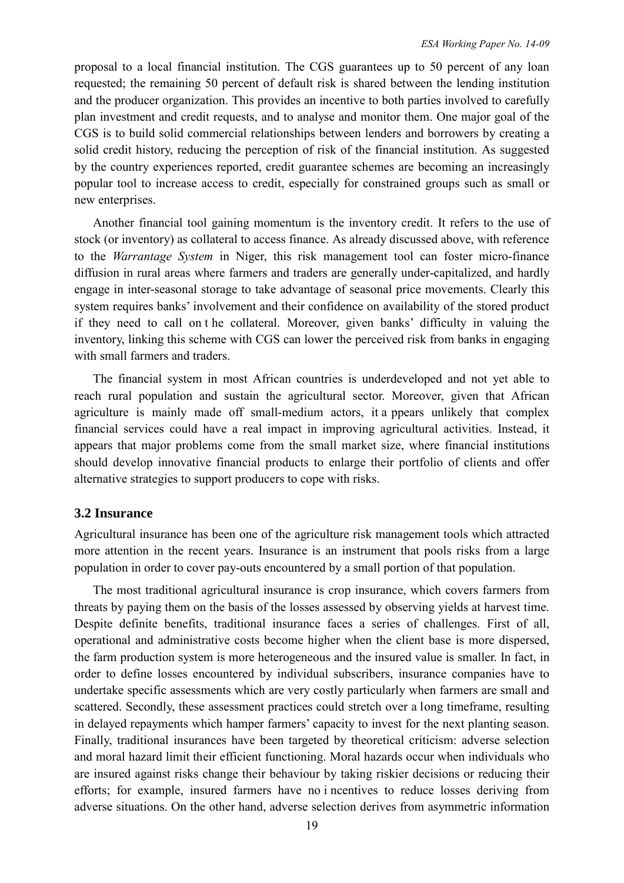proposal to a local financial institution. The CGS guarantees up to 50 percent of any loan requested; the remaining 50 percent of default risk is shared between the lending institution and the producer organization. This provides an incentive to both parties involved to carefully plan investment and credit requests, and to analyse and monitor them. One major goal of the CGS is to build solid commercial relationships between lenders and borrowers by creating a solid credit history, reducing the perception of risk of the financial institution. As suggested by the country experiences reported, credit guarantee schemes are becoming an increasingly popular tool to increase access to credit, especially for constrained groups such as small or new enterprises.

Another financial tool gaining momentum is the inventory credit. It refers to the use of stock (or inventory) as collateral to access finance. As already discussed above, with reference to the *Warrantage System* in Niger, this risk management tool can foster micro-finance diffusion in rural areas where farmers and traders are generally under-capitalized, and hardly engage in inter-seasonal storage to take advantage of seasonal price movements. Clearly this system requires banks' involvement and their confidence on availability of the stored product if they need to call on the collateral. Moreover, given banks' difficulty in valuing the inventory, linking this scheme with CGS can lower the perceived risk from banks in engaging with small farmers and traders.

The financial system in most African countries is underdeveloped and not yet able to reach rural population and sustain the agricultural sector. Moreover, given that African agriculture is mainly made off small-medium actors, it appears unlikely that complex financial services could have a real impact in improving agricultural activities. Instead, it appears that major problems come from the small market size, where financial institutions should develop innovative financial products to enlarge their portfolio of clients and offer alternative strategies to support producers to cope with risks.

### 3.2 Insurance

Agricultural insurance has been one of the agriculture risk management tools which attracted more attention in the recent years. Insurance is an instrument that pools risks from a large population in order to cover pay-outs encountered by a small portion of that population.

The most traditional agricultural insurance is crop insurance, which covers farmers from threats by paying them on the basis of the losses assessed by observing yields at harvest time. Despite definite benefits, traditional insurance faces a series of challenges. First of all, operational and administrative costs become higher when the client base is more dispersed, the farm production system is more heterogeneous and the insured value is smaller. In fact, in order to define losses encountered by individual subscribers, insurance companies have to undertake specific assessments which are very costly particularly when farmers are small and scattered. Secondly, these assessment practices could stretch over a long timeframe, resulting in delayed repayments which hamper farmers' capacity to invest for the next planting season. Finally, traditional insurances have been targeted by theoretical criticism: adverse selection and moral hazard limit their efficient functioning. Moral hazards occur when individuals who are insured against risks change their behaviour by taking riskier decisions or reducing their efforts; for example, insured farmers have no incentives to reduce losses deriving from adverse situations. On the other hand, adverse selection derives from asymmetric information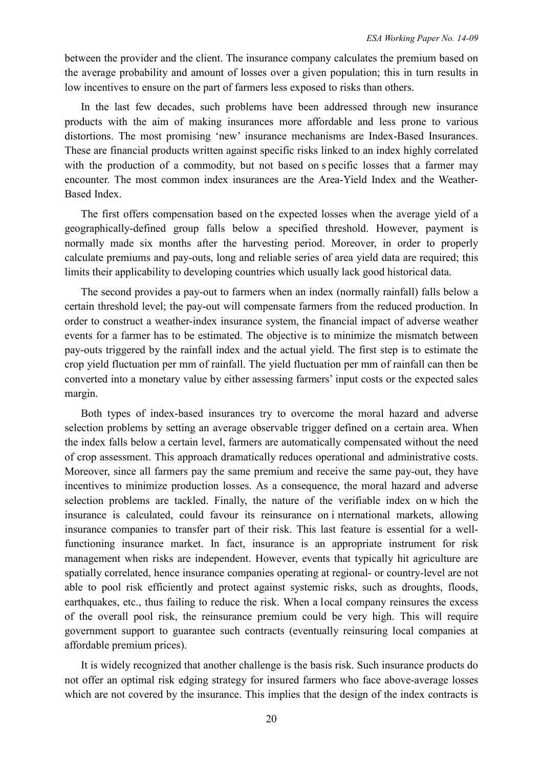between the provider and the client. The insurance company calculates the premium based on the average probability and amount of losses over a given population; this in turn results in low incentives to ensure on the part of farmers less exposed to risks than others.

In the last few decades, such problems have been addressed through new insurance products with the aim of making insurances more affordable and less prone to various distortions. The most promising 'new' insurance mechanisms are Index-Based Insurances. These are financial products written against specific risks linked to an index highly correlated with the production of a commodity, but not based on specific losses that a farmer may encounter. The most common index insurances are the Area-Yield Index and the Weather-Based Index.

The first offers compensation based on the expected losses when the average yield of a geographically-defined group falls below a specified threshold. However, payment is normally made six months after the harvesting period. Moreover, in order to properly calculate premiums and pay-outs, long and reliable series of area yield data are required; this limits their applicability to developing countries which usually lack good historical data.

The second provides a pay-out to farmers when an index (normally rainfall) falls below a certain threshold level; the pay-out will compensate farmers from the reduced production. In order to construct a weather-index insurance system, the financial impact of adverse weather events for a farmer has to be estimated. The objective is to minimize the mismatch between pay-outs triggered by the rainfall index and the actual yield. The first step is to estimate the crop yield fluctuation per mm of rainfall. The yield fluctuation per mm of rainfall can then be converted into a monetary value by either assessing farmers' input costs or the expected sales margin.

Both types of index-based insurances try to overcome the moral hazard and adverse selection problems by setting an average observable trigger defined on a certain area. When the index falls below a certain level, farmers are automatically compensated without the need of crop assessment. This approach dramatically reduces operational and administrative costs. Moreover, since all farmers pay the same premium and receive the same pay-out, they have incentives to minimize production losses. As a consequence, the moral hazard and adverse selection problems are tackled. Finally, the nature of the verifiable index on which the insurance is calculated, could favour its reinsurance on international markets, allowing insurance companies to transfer part of their risk. This last feature is essential for a well-functioning insurance market. In fact, insurance is an appropriate instrument for risk management when risks are independent. However, events that typically hit agriculture are spatially correlated, hence insurance companies operating at regional- or country-level are not able to pool risk efficiently and protect against systemic risks, such as droughts, floods, earthquakes, etc., thus failing to reduce the risk. When a local company reinsures the excess of the overall pool risk, the reinsurance premium could be very high. This will require government support to guarantee such contracts (eventually reinsuring local companies at affordable premium prices).

It is widely recognized that another challenge is the basis risk. Such insurance products do not offer an optimal risk edging strategy for insured farmers who face above-average losses which are not covered by the insurance. This implies that the design of the index contracts is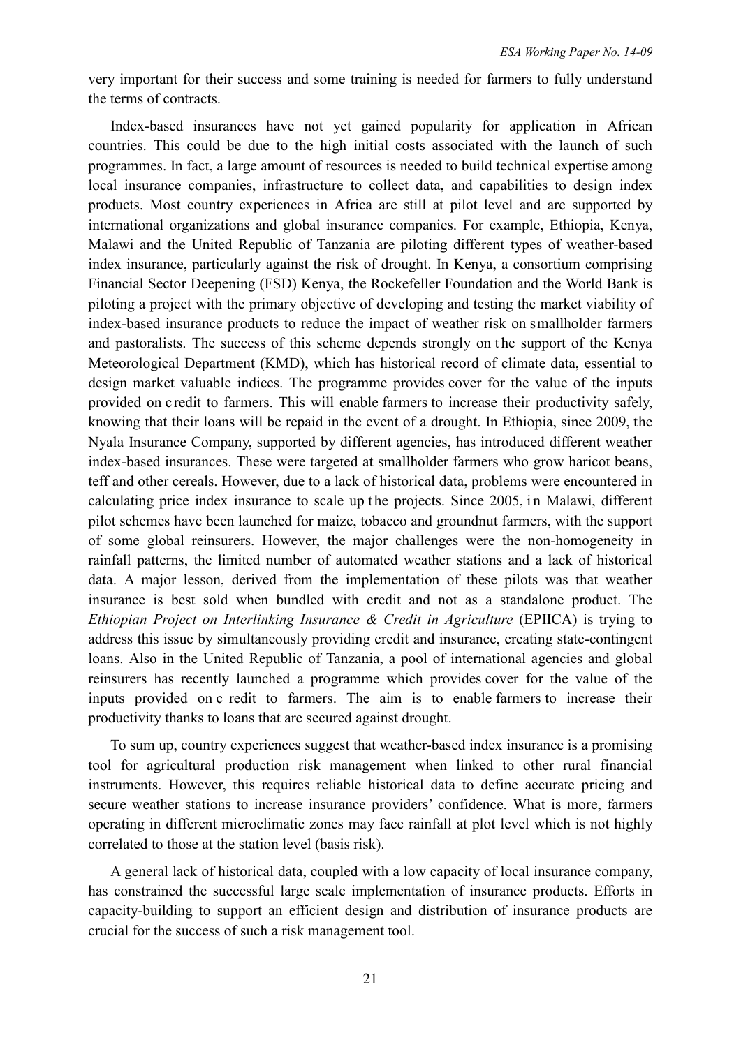very important for their success and some training is needed for farmers to fully understand the terms of contracts.

Index-based insurances have not yet gained popularity for application in African countries. This could be due to the high initial costs associated with the launch of such programmes. In fact, a large amount of resources is needed to build technical expertise among local insurance companies, infrastructure to collect data, and capabilities to design index products. Most country experiences in Africa are still at pilot level and are supported by international organizations and global insurance companies. For example, Ethiopia, Kenya, Malawi and the United Republic of Tanzania are piloting different types of weather-based index insurance, particularly against the risk of drought. In Kenya, a consortium comprising Financial Sector Deepening (FSD) Kenya, the Rockefeller Foundation and the World Bank is piloting a project with the primary objective of developing and testing the market viability of index-based insurance products to reduce the impact of weather risk on smallholder farmers and pastoralists. The success of this scheme depends strongly on the support of the Kenya Meteorological Department (KMD), which has historical record of climate data, essential to design market valuable indices. The programme provides cover for the value of the inputs provided on credit to farmers. This will enable farmers to increase their productivity safely, knowing that their loans will be repaid in the event of a drought. In Ethiopia, since 2009, the Nyala Insurance Company, supported by different agencies, has introduced different weather index-based insurances. These were targeted at smallholder farmers who grow haricot beans, teff and other cereals. However, due to a lack of historical data, problems were encountered in calculating price index insurance to scale up the projects. Since 2005, in Malawi, different pilot schemes have been launched for maize, tobacco and groundnut farmers, with the support of some global reinsurers. However, the major challenges were the non-homogeneity in rainfall patterns, the limited number of automated weather stations and a lack of historical data. A major lesson, derived from the implementation of these pilots was that weather insurance is best sold when bundled with credit and not as a standalone product. The *Ethiopian Project on Interlinking Insurance & Credit in Agriculture* (EPIICA) is trying to address this issue by simultaneously providing credit and insurance, creating state-contingent loans. Also in the United Republic of Tanzania, a pool of international agencies and global reinsurers has recently launched a programme which provides cover for the value of the inputs provided on credit to farmers. The aim is to enable farmers to increase their productivity thanks to loans that are secured against drought.

To sum up, country experiences suggest that weather-based index insurance is a promising tool for agricultural production risk management when linked to other rural financial instruments. However, this requires reliable historical data to define accurate pricing and secure weather stations to increase insurance providers' confidence. What is more, farmers operating in different microclimatic zones may face rainfall at plot level which is not highly correlated to those at the station level (basis risk).

A general lack of historical data, coupled with a low capacity of local insurance company, has constrained the successful large scale implementation of insurance products. Efforts in capacity-building to support an efficient design and distribution of insurance products are crucial for the success of such a risk management tool.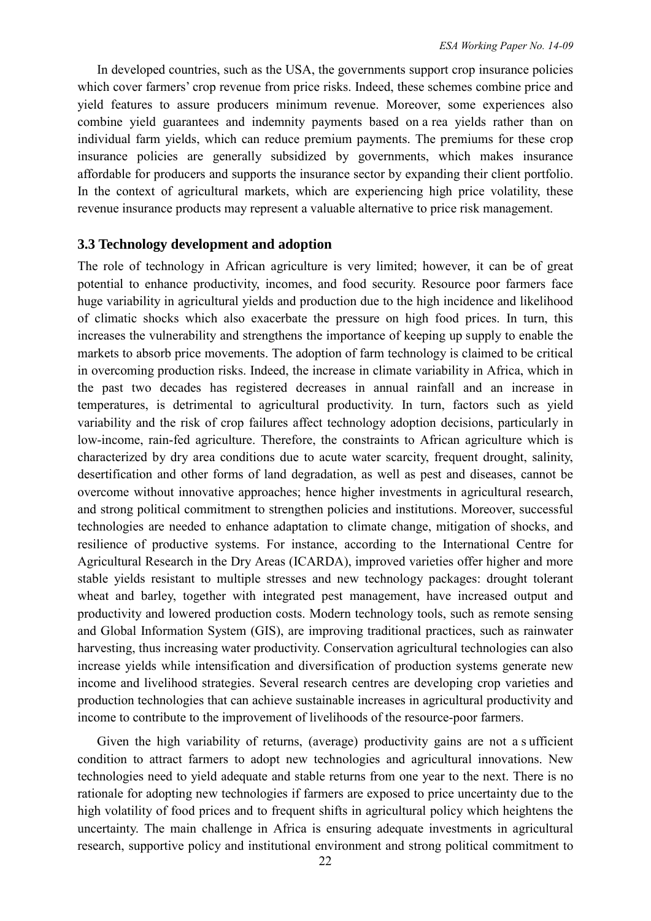In developed countries, such as the USA, the governments support crop insurance policies which cover farmers' crop revenue from price risks. Indeed, these schemes combine price and yield features to assure producers minimum revenue. Moreover, some experiences also combine yield guarantees and indemnity payments based on area yields rather than on individual farm yields, which can reduce premium payments. The premiums for these crop insurance policies are generally subsidized by governments, which makes insurance affordable for producers and supports the insurance sector by expanding their client portfolio. In the context of agricultural markets, which are experiencing high price volatility, these revenue insurance products may represent a valuable alternative to price risk management.

### 3.3 Technology development and adoption

The role of technology in African agriculture is very limited; however, it can be of great potential to enhance productivity, incomes, and food security. Resource poor farmers face huge variability in agricultural yields and production due to the high incidence and likelihood of climatic shocks which also exacerbate the pressure on high food prices. In turn, this increases the vulnerability and strengthens the importance of keeping up supply to enable the markets to absorb price movements. The adoption of farm technology is claimed to be critical in overcoming production risks. Indeed, the increase in climate variability in Africa, which in the past two decades has registered decreases in annual rainfall and an increase in temperatures, is detrimental to agricultural productivity. In turn, factors such as yield variability and the risk of crop failures affect technology adoption decisions, particularly in low-income, rain-fed agriculture. Therefore, the constraints to African agriculture which is characterized by dry area conditions due to acute water scarcity, frequent drought, salinity, desertification and other forms of land degradation, as well as pest and diseases, cannot be overcome without innovative approaches; hence higher investments in agricultural research, and strong political commitment to strengthen policies and institutions. Moreover, successful technologies are needed to enhance adaptation to climate change, mitigation of shocks, and resilience of productive systems. For instance, according to the International Centre for Agricultural Research in the Dry Areas (ICARDA), improved varieties offer higher and more stable yields resistant to multiple stresses and new technology packages: drought tolerant wheat and barley, together with integrated pest management, have increased output and productivity and lowered production costs. Modern technology tools, such as remote sensing and Global Information System (GIS), are improving traditional practices, such as rainwater harvesting, thus increasing water productivity. Conservation agricultural technologies can also increase yields while intensification and diversification of production systems generate new income and livelihood strategies. Several research centres are developing crop varieties and production technologies that can achieve sustainable increases in agricultural productivity and income to contribute to the improvement of livelihoods of the resource-poor farmers.

Given the high variability of returns, (average) productivity gains are not a sufficient condition to attract farmers to adopt new technologies and agricultural innovations. New technologies need to yield adequate and stable returns from one year to the next. There is no rationale for adopting new technologies if farmers are exposed to price uncertainty due to the high volatility of food prices and to frequent shifts in agricultural policy which heightens the uncertainty. The main challenge in Africa is ensuring adequate investments in agricultural research, supportive policy and institutional environment and strong political commitment to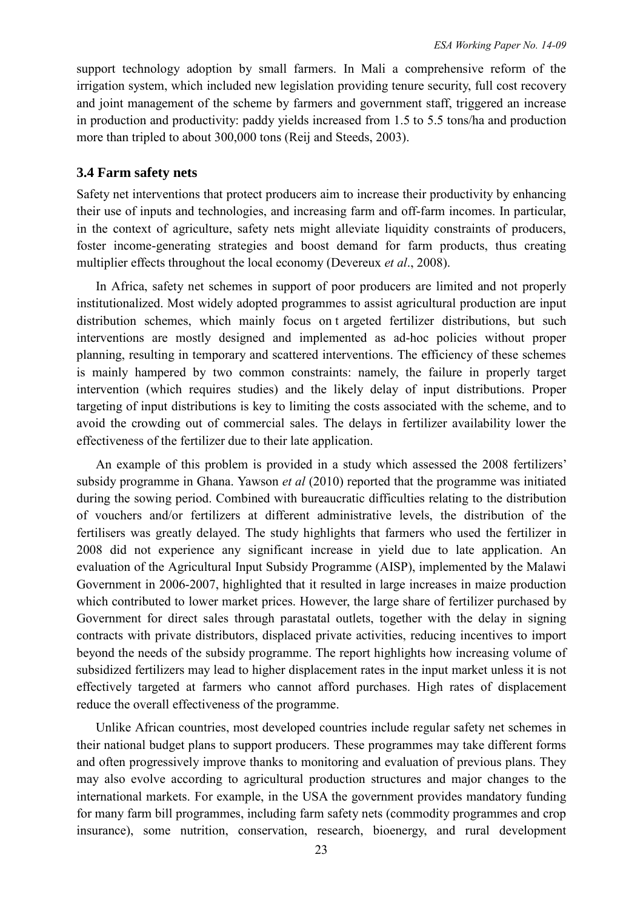support technology adoption by small farmers. In Mali a comprehensive reform of the irrigation system, which included new legislation providing tenure security, full cost recovery and joint management of the scheme by farmers and government staff, triggered an increase in production and productivity: paddy yields increased from 1.5 to 5.5 tons/ha and production more than tripled to about 300,000 tons (Reij and Steeds, 2003).

### 3.4 Farm safety nets

Safety net interventions that protect producers aim to increase their productivity by enhancing their use of inputs and technologies, and increasing farm and off-farm incomes. In particular, in the context of agriculture, safety nets might alleviate liquidity constraints of producers, foster income-generating strategies and boost demand for farm products, thus creating multiplier effects throughout the local economy (Devereux *et al*., 2008).

In Africa, safety net schemes in support of poor producers are limited and not properly institutionalized. Most widely adopted programmes to assist agricultural production are input distribution schemes, which mainly focus on t argeted fertilizer distributions, but such interventions are mostly designed and implemented as ad-hoc policies without proper planning, resulting in temporary and scattered interventions. The efficiency of these schemes is mainly hampered by two common constraints: namely, the failure in properly target intervention (which requires studies) and the likely delay of input distributions. Proper targeting of input distributions is key to limiting the costs associated with the scheme, and to avoid the crowding out of commercial sales. The delays in fertilizer availability lower the effectiveness of the fertilizer due to their late application.

An example of this problem is provided in a study which assessed the 2008 fertilizers' subsidy programme in Ghana. Yawson *et al* (2010) reported that the programme was initiated during the sowing period. Combined with bureaucratic difficulties relating to the distribution of vouchers and/or fertilizers at different administrative levels, the distribution of the fertilisers was greatly delayed. The study highlights that farmers who used the fertilizer in 2008 did not experience any significant increase in yield due to late application. An evaluation of the Agricultural Input Subsidy Programme (AISP), implemented by the Malawi Government in 2006-2007, highlighted that it resulted in large increases in maize production which contributed to lower market prices. However, the large share of fertilizer purchased by Government for direct sales through parastatal outlets, together with the delay in signing contracts with private distributors, displaced private activities, reducing incentives to import beyond the needs of the subsidy programme. The report highlights how increasing volume of subsidized fertilizers may lead to higher displacement rates in the input market unless it is not effectively targeted at farmers who cannot afford purchases. High rates of displacement reduce the overall effectiveness of the programme.

Unlike African countries, most developed countries include regular safety net schemes in their national budget plans to support producers. These programmes may take different forms and often progressively improve thanks to monitoring and evaluation of previous plans. They may also evolve according to agricultural production structures and major changes to the international markets. For example, in the USA the government provides mandatory funding for many farm bill programmes, including farm safety nets (commodity programmes and crop insurance), some nutrition, conservation, research, bioenergy, and rural development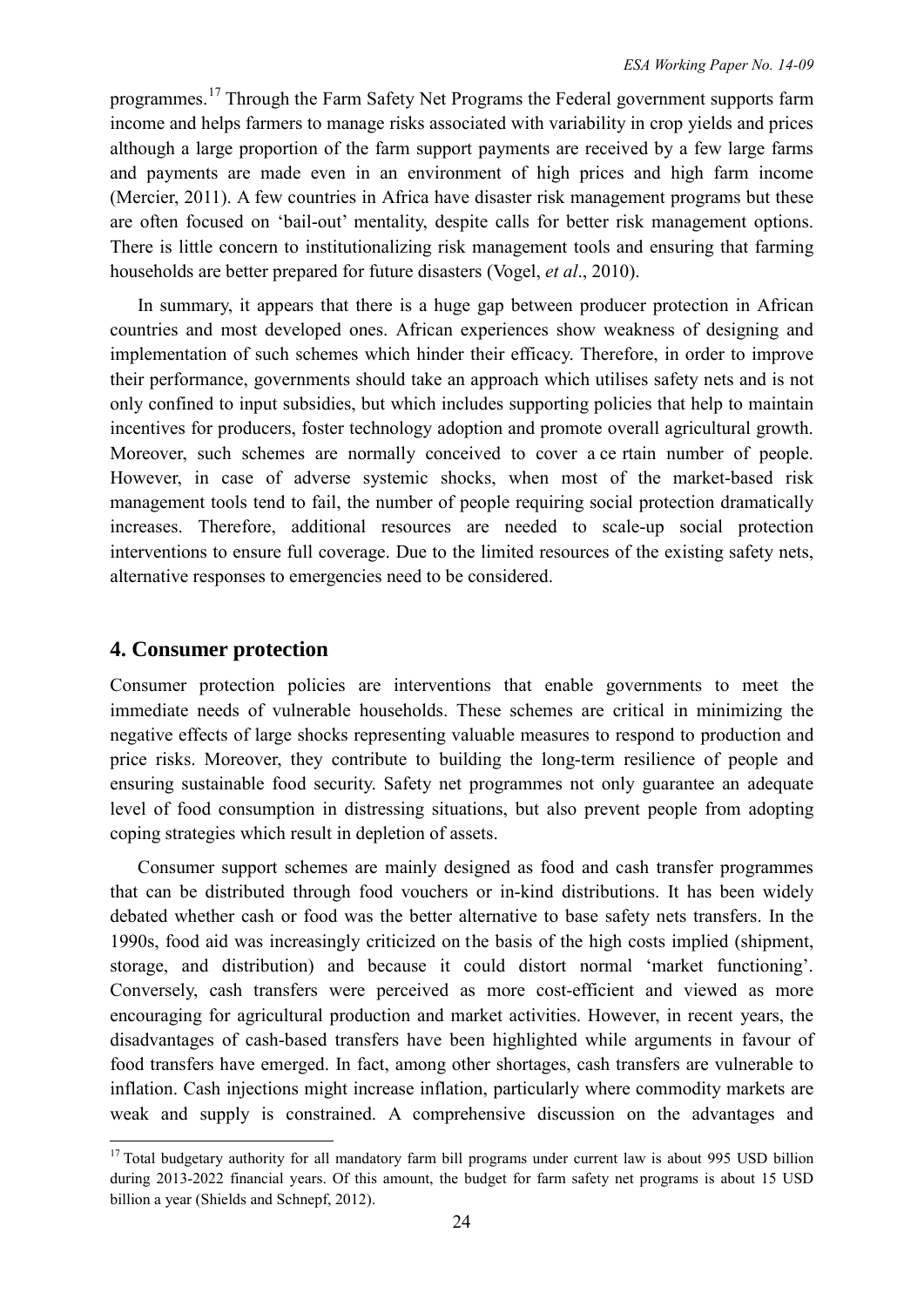programmes.[17] Through the Farm Safety Net Programs the Federal government supports farm income and helps farmers to manage risks associated with variability in crop yields and prices although a large proportion of the farm support payments are received by a few large farms and payments are made even in an environment of high prices and high farm income (Mercier, 2011). A few countries in Africa have disaster risk management programs but these are often focused on 'bail-out' mentality, despite calls for better risk management options. There is little concern to institutionalizing risk management tools and ensuring that farming households are better prepared for future disasters (Vogel, *et al*., 2010).

In summary, it appears that there is a huge gap between producer protection in African countries and most developed ones. African experiences show weakness of designing and implementation of such schemes which hinder their efficacy. Therefore, in order to improve their performance, governments should take an approach which utilises safety nets and is not only confined to input subsidies, but which includes supporting policies that help to maintain incentives for producers, foster technology adoption and promote overall agricultural growth. Moreover, such schemes are normally conceived to cover a certain number of people. However, in case of adverse systemic shocks, when most of the market-based risk management tools tend to fail, the number of people requiring social protection dramatically increases. Therefore, additional resources are needed to scale-up social protection interventions to ensure full coverage. Due to the limited resources of the existing safety nets, alternative responses to emergencies need to be considered.

## 4. Consumer protection

Consumer protection policies are interventions that enable governments to meet the immediate needs of vulnerable households. These schemes are critical in minimizing the negative effects of large shocks representing valuable measures to respond to production and price risks. Moreover, they contribute to building the long-term resilience of people and ensuring sustainable food security. Safety net programmes not only guarantee an adequate level of food consumption in distressing situations, but also prevent people from adopting coping strategies which result in depletion of assets.

Consumer support schemes are mainly designed as food and cash transfer programmes that can be distributed through food vouchers or in-kind distributions. It has been widely debated whether cash or food was the better alternative to base safety nets transfers. In the 1990s, food aid was increasingly criticized on the basis of the high costs implied (shipment, storage, and distribution) and because it could distort normal 'market functioning'. Conversely, cash transfers were perceived as more cost-efficient and viewed as more encouraging for agricultural production and market activities. However, in recent years, the disadvantages of cash-based transfers have been highlighted while arguments in favour of food transfers have emerged. In fact, among other shortages, cash transfers are vulnerable to inflation. Cash injections might increase inflation, particularly where commodity markets are weak and supply is constrained. A comprehensive discussion on the advantages and

[17] Total budgetary authority for all mandatory farm bill programs under current law is about 995 USD billion during 2013-2022 financial years. Of this amount, the budget for farm safety net programs is about 15 USD billion a year (Shields and Schnepf, 2012).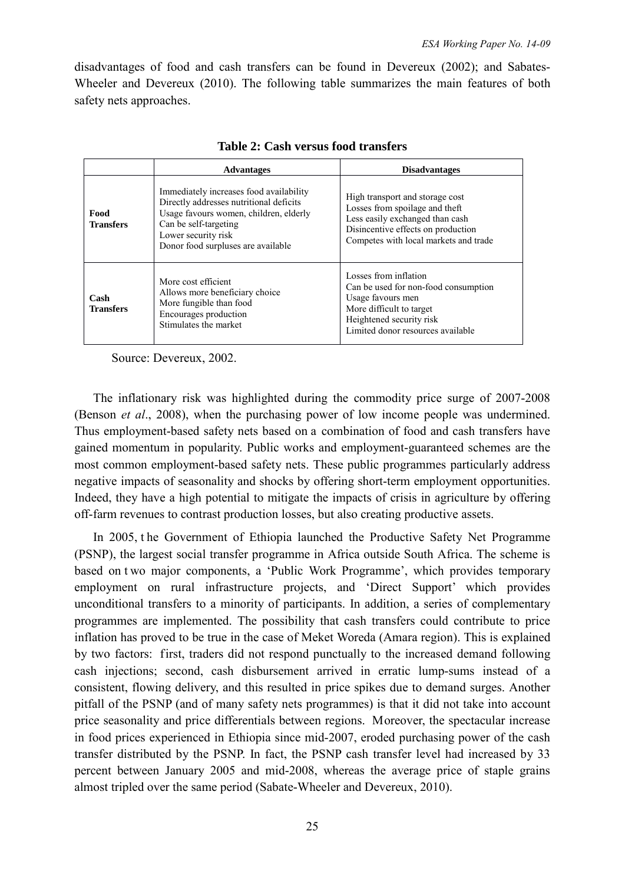disadvantages of food and cash transfers can be found in Devereux (2002); and Sabates-Wheeler and Devereux (2010). The following table summarizes the main features of both safety nets approaches.

**Table 2: Cash versus food transfers**

| | **Advantages** | **Disadvantages** |
|---|---|---|
| **Food Transfers** | Immediately increases food availability<br>Directly addresses nutritional deficits<br>Usage favours women, children, elderly<br>Can be self-targeting<br>Lower security risk<br>Donor food surpluses are available | High transport and storage cost<br>Losses from spoilage and theft<br>Less easily exchanged than cash<br>Disincentive effects on production<br>Competes with local markets and trade |
| **Cash Transfers** | More cost efficient<br>Allows more beneficiary choice<br>More fungible than food<br>Encourages production<br>Stimulates the market | Losses from inflation<br>Can be used for non-food consumption<br>Usage favours men<br>More difficult to target<br>Heightened security risk<br>Limited donor resources available |

Source: Devereux, 2002.

The inflationary risk was highlighted during the commodity price surge of 2007-2008 (Benson *et al*., 2008), when the purchasing power of low income people was undermined. Thus employment-based safety nets based on a combination of food and cash transfers have gained momentum in popularity. Public works and employment-guaranteed schemes are the most common employment-based safety nets. These public programmes particularly address negative impacts of seasonality and shocks by offering short-term employment opportunities. Indeed, they have a high potential to mitigate the impacts of crisis in agriculture by offering off-farm revenues to contrast production losses, but also creating productive assets.

In 2005, the Government of Ethiopia launched the Productive Safety Net Programme (PSNP), the largest social transfer programme in Africa outside South Africa. The scheme is based on two major components, a 'Public Work Programme', which provides temporary employment on rural infrastructure projects, and 'Direct Support' which provides unconditional transfers to a minority of participants. In addition, a series of complementary programmes are implemented. The possibility that cash transfers could contribute to price inflation has proved to be true in the case of Meket Woreda (Amara region). This is explained by two factors: first, traders did not respond punctually to the increased demand following cash injections; second, cash disbursement arrived in erratic lump-sums instead of a consistent, flowing delivery, and this resulted in price spikes due to demand surges. Another pitfall of the PSNP (and of many safety nets programmes) is that it did not take into account price seasonality and price differentials between regions. Moreover, the spectacular increase in food prices experienced in Ethiopia since mid-2007, eroded purchasing power of the cash transfer distributed by the PSNP. In fact, the PSNP cash transfer level had increased by 33 percent between January 2005 and mid-2008, whereas the average price of staple grains almost tripled over the same period (Sabate-Wheeler and Devereux, 2010).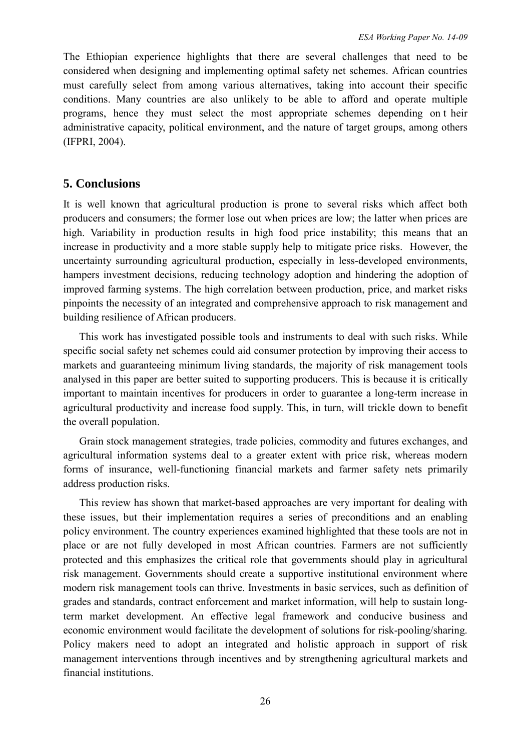The Ethiopian experience highlights that there are several challenges that need to be considered when designing and implementing optimal safety net schemes. African countries must carefully select from among various alternatives, taking into account their specific conditions. Many countries are also unlikely to be able to afford and operate multiple programs, hence they must select the most appropriate schemes depending on their administrative capacity, political environment, and the nature of target groups, among others (IFPRI, 2004).

## 5. Conclusions

It is well known that agricultural production is prone to several risks which affect both producers and consumers; the former lose out when prices are low; the latter when prices are high. Variability in production results in high food price instability; this means that an increase in productivity and a more stable supply help to mitigate price risks. However, the uncertainty surrounding agricultural production, especially in less-developed environments, hampers investment decisions, reducing technology adoption and hindering the adoption of improved farming systems. The high correlation between production, price, and market risks pinpoints the necessity of an integrated and comprehensive approach to risk management and building resilience of African producers.

This work has investigated possible tools and instruments to deal with such risks. While specific social safety net schemes could aid consumer protection by improving their access to markets and guaranteeing minimum living standards, the majority of risk management tools analysed in this paper are better suited to supporting producers. This is because it is critically important to maintain incentives for producers in order to guarantee a long-term increase in agricultural productivity and increase food supply. This, in turn, will trickle down to benefit the overall population.

Grain stock management strategies, trade policies, commodity and futures exchanges, and agricultural information systems deal to a greater extent with price risk, whereas modern forms of insurance, well-functioning financial markets and farmer safety nets primarily address production risks.

This review has shown that market-based approaches are very important for dealing with these issues, but their implementation requires a series of preconditions and an enabling policy environment. The country experiences examined highlighted that these tools are not in place or are not fully developed in most African countries. Farmers are not sufficiently protected and this emphasizes the critical role that governments should play in agricultural risk management. Governments should create a supportive institutional environment where modern risk management tools can thrive. Investments in basic services, such as definition of grades and standards, contract enforcement and market information, will help to sustain long-term market development. An effective legal framework and conducive business and economic environment would facilitate the development of solutions for risk-pooling/sharing. Policy makers need to adopt an integrated and holistic approach in support of risk management interventions through incentives and by strengthening agricultural markets and financial institutions.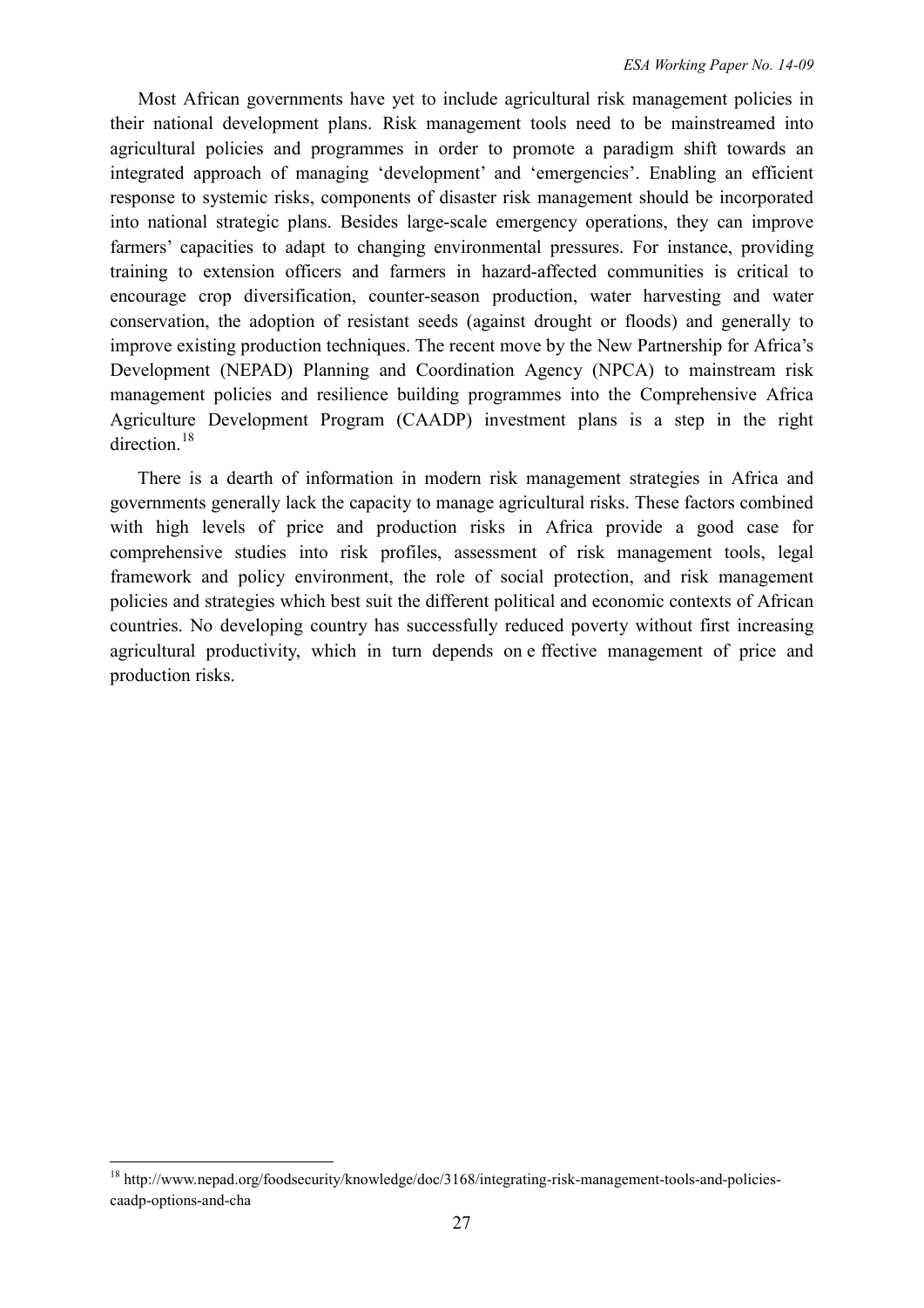Most African governments have yet to include agricultural risk management policies in their national development plans. Risk management tools need to be mainstreamed into agricultural policies and programmes in order to promote a paradigm shift towards an integrated approach of managing 'development' and 'emergencies'. Enabling an efficient response to systemic risks, components of disaster risk management should be incorporated into national strategic plans. Besides large-scale emergency operations, they can improve farmers' capacities to adapt to changing environmental pressures. For instance, providing training to extension officers and farmers in hazard-affected communities is critical to encourage crop diversification, counter-season production, water harvesting and water conservation, the adoption of resistant seeds (against drought or floods) and generally to improve existing production techniques. The recent move by the New Partnership for Africa's Development (NEPAD) Planning and Coordination Agency (NPCA) to mainstream risk management policies and resilience building programmes into the Comprehensive Africa Agriculture Development Program (CAADP) investment plans is a step in the right direction.[18]

There is a dearth of information in modern risk management strategies in Africa and governments generally lack the capacity to manage agricultural risks. These factors combined with high levels of price and production risks in Africa provide a good case for comprehensive studies into risk profiles, assessment of risk management tools, legal framework and policy environment, the role of social protection, and risk management policies and strategies which best suit the different political and economic contexts of African countries. No developing country has successfully reduced poverty without first increasing agricultural productivity, which in turn depends on effective management of price and production risks.

[18] http://www.nepad.org/foodsecurity/knowledge/doc/3168/integrating-risk-management-tools-and-policies-caadp-options-and-cha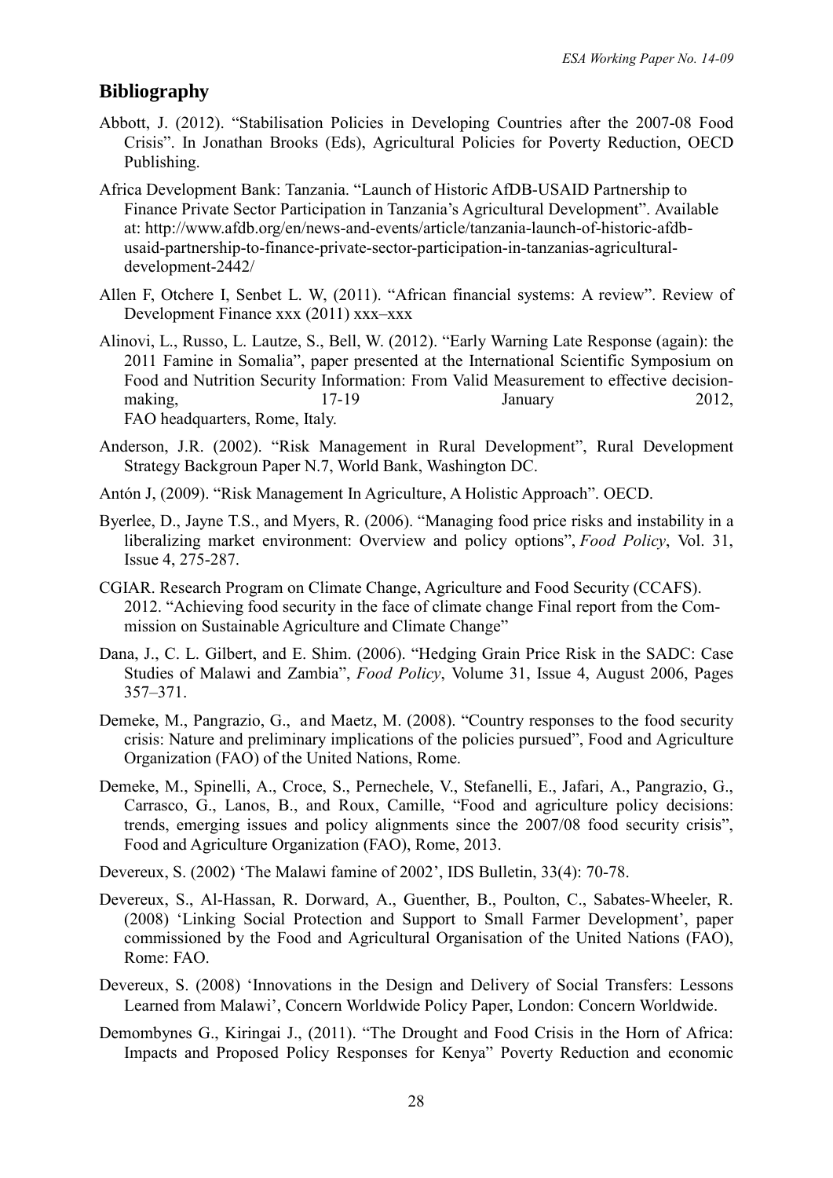## Bibliography

Abbott, J. (2012). "Stabilisation Policies in Developing Countries after the 2007-08 Food Crisis". In Jonathan Brooks (Eds), Agricultural Policies for Poverty Reduction, OECD Publishing.

Africa Development Bank: Tanzania. "Launch of Historic AfDB-USAID Partnership to Finance Private Sector Participation in Tanzania's Agricultural Development". Available at: http://www.afdb.org/en/news-and-events/article/tanzania-launch-of-historic-afdb-usaid-partnership-to-finance-private-sector-participation-in-tanzanias-agricultural-development-2442/

Allen F, Otchere I, Senbet L. W, (2011). "African financial systems: A review". Review of Development Finance xxx (2011) xxx–xxx

Alinovi, L., Russo, L. Lautze, S., Bell, W. (2012). "Early Warning Late Response (again): the 2011 Famine in Somalia", paper presented at the International Scientific Symposium on Food and Nutrition Security Information: From Valid Measurement to effective decision-making, 17-19 January 2012, FAO headquarters, Rome, Italy.

Anderson, J.R. (2002). "Risk Management in Rural Development", Rural Development Strategy Backgroun Paper N.7, World Bank, Washington DC.

Antón J, (2009). "Risk Management In Agriculture, A Holistic Approach". OECD.

Byerlee, D., Jayne T.S., and Myers, R. (2006). "Managing food price risks and instability in a liberalizing market environment: Overview and policy options", *Food Policy*, Vol. 31, Issue 4, 275-287.

CGIAR. Research Program on Climate Change, Agriculture and Food Security (CCAFS). 2012. "Achieving food security in the face of climate change Final report from the Commission on Sustainable Agriculture and Climate Change"

Dana, J., C. L. Gilbert, and E. Shim. (2006). "Hedging Grain Price Risk in the SADC: Case Studies of Malawi and Zambia", *Food Policy*, Volume 31, Issue 4, August 2006, Pages 357–371.

Demeke, M., Pangrazio, G., and Maetz, M. (2008). "Country responses to the food security crisis: Nature and preliminary implications of the policies pursued", Food and Agriculture Organization (FAO) of the United Nations, Rome.

Demeke, M., Spinelli, A., Croce, S., Pernechele, V., Stefanelli, E., Jafari, A., Pangrazio, G., Carrasco, G., Lanos, B., and Roux, Camille, "Food and agriculture policy decisions: trends, emerging issues and policy alignments since the 2007/08 food security crisis", Food and Agriculture Organization (FAO), Rome, 2013.

Devereux, S. (2002) 'The Malawi famine of 2002', IDS Bulletin, 33(4): 70-78.

Devereux, S., Al-Hassan, R. Dorward, A., Guenther, B., Poulton, C., Sabates-Wheeler, R. (2008) 'Linking Social Protection and Support to Small Farmer Development', paper commissioned by the Food and Agricultural Organisation of the United Nations (FAO), Rome: FAO.

Devereux, S. (2008) 'Innovations in the Design and Delivery of Social Transfers: Lessons Learned from Malawi', Concern Worldwide Policy Paper, London: Concern Worldwide.

Demombynes G., Kiringai J., (2011). "The Drought and Food Crisis in the Horn of Africa: Impacts and Proposed Policy Responses for Kenya" Poverty Reduction and economic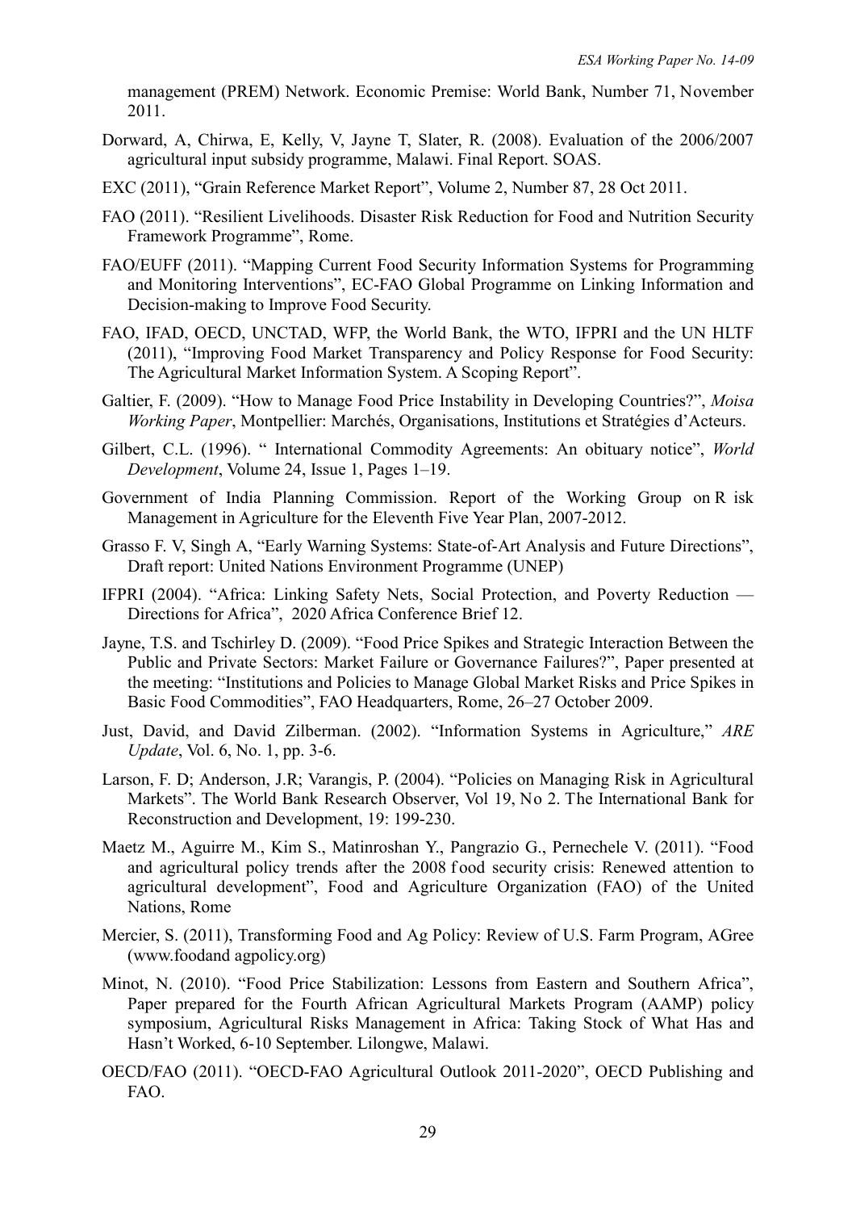management (PREM) Network. Economic Premise: World Bank, Number 71, November 2011.

Dorward, A, Chirwa, E, Kelly, V, Jayne T, Slater, R. (2008). Evaluation of the 2006/2007 agricultural input subsidy programme, Malawi. Final Report. SOAS.

EXC (2011), "Grain Reference Market Report", Volume 2, Number 87, 28 Oct 2011.

FAO (2011). "Resilient Livelihoods. Disaster Risk Reduction for Food and Nutrition Security Framework Programme", Rome.

FAO/EUFF (2011). "Mapping Current Food Security Information Systems for Programming and Monitoring Interventions", EC-FAO Global Programme on Linking Information and Decision-making to Improve Food Security.

FAO, IFAD, OECD, UNCTAD, WFP, the World Bank, the WTO, IFPRI and the UN HLTF (2011), "Improving Food Market Transparency and Policy Response for Food Security: The Agricultural Market Information System. A Scoping Report".

Galtier, F. (2009). "How to Manage Food Price Instability in Developing Countries?", *Moisa Working Paper*, Montpellier: Marchés, Organisations, Institutions et Stratégies d'Acteurs.

Gilbert, C.L. (1996). " International Commodity Agreements: An obituary notice", *World Development*, Volume 24, Issue 1, Pages 1–19.

Government of India Planning Commission. Report of the Working Group on R isk Management in Agriculture for the Eleventh Five Year Plan, 2007-2012.

Grasso F. V, Singh A, "Early Warning Systems: State-of-Art Analysis and Future Directions", Draft report: United Nations Environment Programme (UNEP)

IFPRI (2004). "Africa: Linking Safety Nets, Social Protection, and Poverty Reduction — Directions for Africa", 2020 Africa Conference Brief 12.

Jayne, T.S. and Tschirley D. (2009). "Food Price Spikes and Strategic Interaction Between the Public and Private Sectors: Market Failure or Governance Failures?", Paper presented at the meeting: "Institutions and Policies to Manage Global Market Risks and Price Spikes in Basic Food Commodities", FAO Headquarters, Rome, 26–27 October 2009.

Just, David, and David Zilberman. (2002). "Information Systems in Agriculture," *ARE Update*, Vol. 6, No. 1, pp. 3-6.

Larson, F. D; Anderson, J.R; Varangis, P. (2004). "Policies on Managing Risk in Agricultural Markets". The World Bank Research Observer, Vol 19, No 2. The International Bank for Reconstruction and Development, 19: 199-230.

Maetz M., Aguirre M., Kim S., Matinroshan Y., Pangrazio G., Pernechele V. (2011). "Food and agricultural policy trends after the 2008 food security crisis: Renewed attention to agricultural development", Food and Agriculture Organization (FAO) of the United Nations, Rome

Mercier, S. (2011), Transforming Food and Ag Policy: Review of U.S. Farm Program, AGree (www.foodand agpolicy.org)

Minot, N. (2010). "Food Price Stabilization: Lessons from Eastern and Southern Africa", Paper prepared for the Fourth African Agricultural Markets Program (AAMP) policy symposium, Agricultural Risks Management in Africa: Taking Stock of What Has and Hasn't Worked, 6-10 September. Lilongwe, Malawi.

OECD/FAO (2011). "OECD-FAO Agricultural Outlook 2011-2020", OECD Publishing and FAO.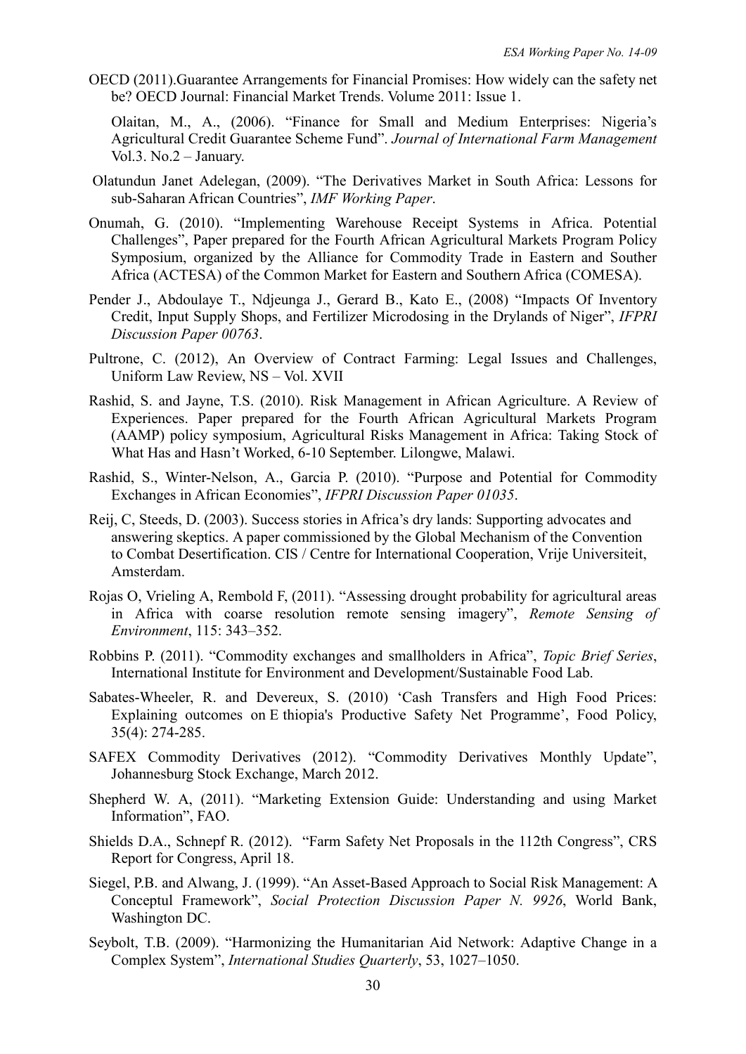OECD (2011).Guarantee Arrangements for Financial Promises: How widely can the safety net be? OECD Journal: Financial Market Trends. Volume 2011: Issue 1.

Olaitan, M., A., (2006). "Finance for Small and Medium Enterprises: Nigeria's Agricultural Credit Guarantee Scheme Fund". *Journal of International Farm Management* Vol.3. No.2 – January.

Olatundun Janet Adelegan, (2009). "The Derivatives Market in South Africa: Lessons for sub-Saharan African Countries", *IMF Working Paper*.

Onumah, G. (2010). "Implementing Warehouse Receipt Systems in Africa. Potential Challenges", Paper prepared for the Fourth African Agricultural Markets Program Policy Symposium, organized by the Alliance for Commodity Trade in Eastern and Souther Africa (ACTESA) of the Common Market for Eastern and Southern Africa (COMESA).

Pender J., Abdoulaye T., Ndjeunga J., Gerard B., Kato E., (2008) "Impacts Of Inventory Credit, Input Supply Shops, and Fertilizer Microdosing in the Drylands of Niger", *IFPRI Discussion Paper 00763*.

Pultrone, C. (2012), An Overview of Contract Farming: Legal Issues and Challenges, Uniform Law Review, NS – Vol. XVII

Rashid, S. and Jayne, T.S. (2010). Risk Management in African Agriculture. A Review of Experiences. Paper prepared for the Fourth African Agricultural Markets Program (AAMP) policy symposium, Agricultural Risks Management in Africa: Taking Stock of What Has and Hasn't Worked, 6-10 September. Lilongwe, Malawi.

Rashid, S., Winter-Nelson, A., Garcia P. (2010). "Purpose and Potential for Commodity Exchanges in African Economies", *IFPRI Discussion Paper 01035*.

Reij, C, Steeds, D. (2003). Success stories in Africa's dry lands: Supporting advocates and answering skeptics. A paper commissioned by the Global Mechanism of the Convention to Combat Desertification. CIS / Centre for International Cooperation, Vrije Universiteit, Amsterdam.

Rojas O, Vrieling A, Rembold F, (2011). "Assessing drought probability for agricultural areas in Africa with coarse resolution remote sensing imagery", *Remote Sensing of Environment*, 115: 343–352.

Robbins P. (2011). "Commodity exchanges and smallholders in Africa", *Topic Brief Series*, International Institute for Environment and Development/Sustainable Food Lab.

Sabates-Wheeler, R. and Devereux, S. (2010) 'Cash Transfers and High Food Prices: Explaining outcomes on E thiopia's Productive Safety Net Programme', Food Policy, 35(4): 274-285.

SAFEX Commodity Derivatives (2012). "Commodity Derivatives Monthly Update", Johannesburg Stock Exchange, March 2012.

Shepherd W. A, (2011). "Marketing Extension Guide: Understanding and using Market Information", FAO.

Shields D.A., Schnepf R. (2012). "Farm Safety Net Proposals in the 112th Congress", CRS Report for Congress, April 18.

Siegel, P.B. and Alwang, J. (1999). "An Asset-Based Approach to Social Risk Management: A Conceptul Framework", *Social Protection Discussion Paper N. 9926*, World Bank, Washington DC.

Seybolt, T.B. (2009). "Harmonizing the Humanitarian Aid Network: Adaptive Change in a Complex System", *International Studies Quarterly*, 53, 1027–1050.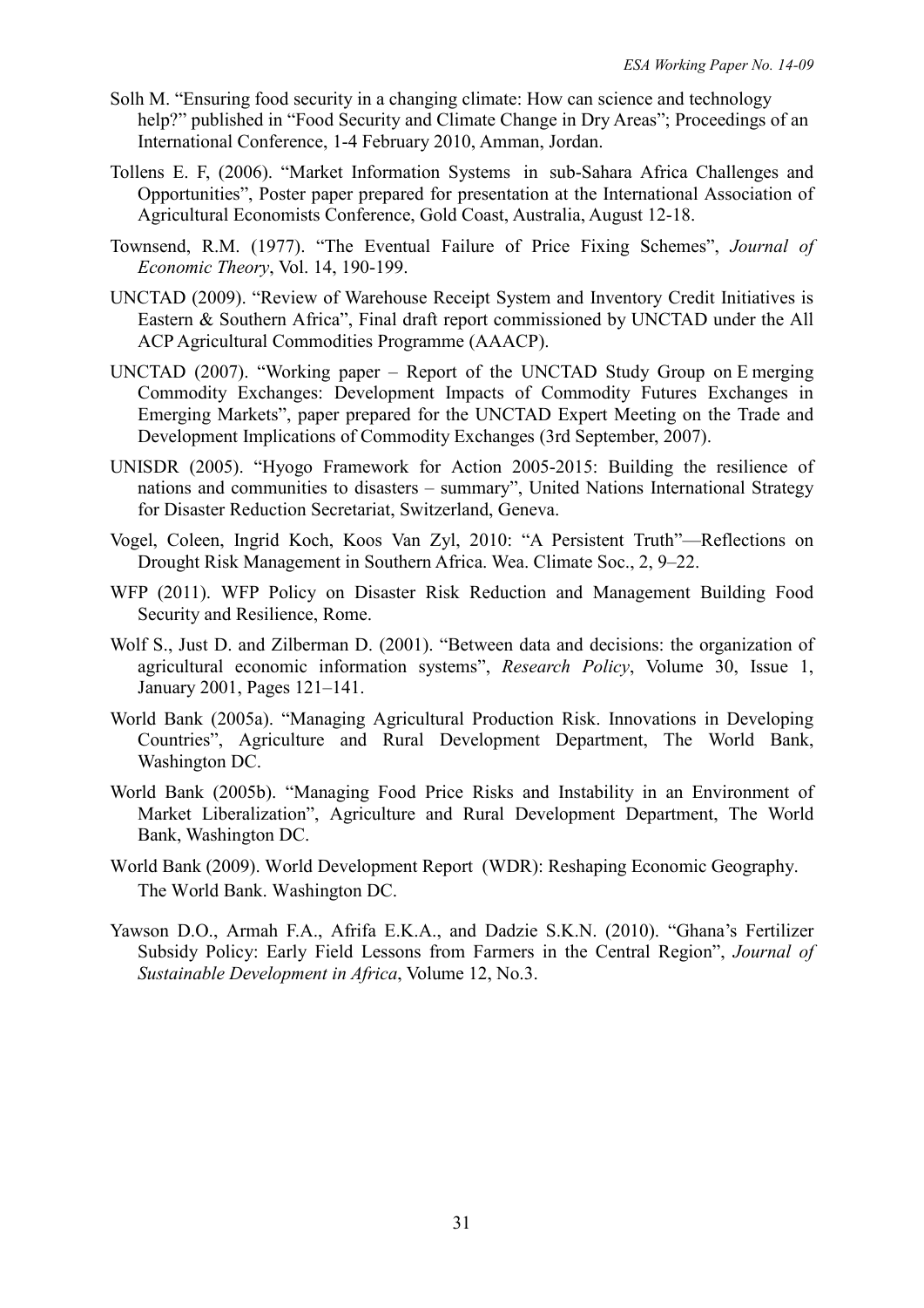Solh M. "Ensuring food security in a changing climate: How can science and technology help?" published in "Food Security and Climate Change in Dry Areas"; Proceedings of an International Conference, 1-4 February 2010, Amman, Jordan.

Tollens E. F, (2006). "Market Information Systems in sub-Sahara Africa Challenges and Opportunities", Poster paper prepared for presentation at the International Association of Agricultural Economists Conference, Gold Coast, Australia, August 12-18.

Townsend, R.M. (1977). "The Eventual Failure of Price Fixing Schemes", *Journal of Economic Theory*, Vol. 14, 190-199.

UNCTAD (2009). "Review of Warehouse Receipt System and Inventory Credit Initiatives is Eastern & Southern Africa", Final draft report commissioned by UNCTAD under the All ACP Agricultural Commodities Programme (AAACP).

UNCTAD (2007). "Working paper – Report of the UNCTAD Study Group on E merging Commodity Exchanges: Development Impacts of Commodity Futures Exchanges in Emerging Markets", paper prepared for the UNCTAD Expert Meeting on the Trade and Development Implications of Commodity Exchanges (3rd September, 2007).

UNISDR (2005). "Hyogo Framework for Action 2005-2015: Building the resilience of nations and communities to disasters – summary", United Nations International Strategy for Disaster Reduction Secretariat, Switzerland, Geneva.

Vogel, Coleen, Ingrid Koch, Koos Van Zyl, 2010: "A Persistent Truth"—Reflections on Drought Risk Management in Southern Africa. Wea. Climate Soc., 2, 9–22.

WFP (2011). WFP Policy on Disaster Risk Reduction and Management Building Food Security and Resilience, Rome.

Wolf S., Just D. and Zilberman D. (2001). "Between data and decisions: the organization of agricultural economic information systems", *Research Policy*, Volume 30, Issue 1, January 2001, Pages 121–141.

World Bank (2005a). "Managing Agricultural Production Risk. Innovations in Developing Countries", Agriculture and Rural Development Department, The World Bank, Washington DC.

World Bank (2005b). "Managing Food Price Risks and Instability in an Environment of Market Liberalization", Agriculture and Rural Development Department, The World Bank, Washington DC.

World Bank (2009). World Development Report (WDR): Reshaping Economic Geography. The World Bank. Washington DC.

Yawson D.O., Armah F.A., Afrifa E.K.A., and Dadzie S.K.N. (2010). "Ghana's Fertilizer Subsidy Policy: Early Field Lessons from Farmers in the Central Region", *Journal of Sustainable Development in Africa*, Volume 12, No.3.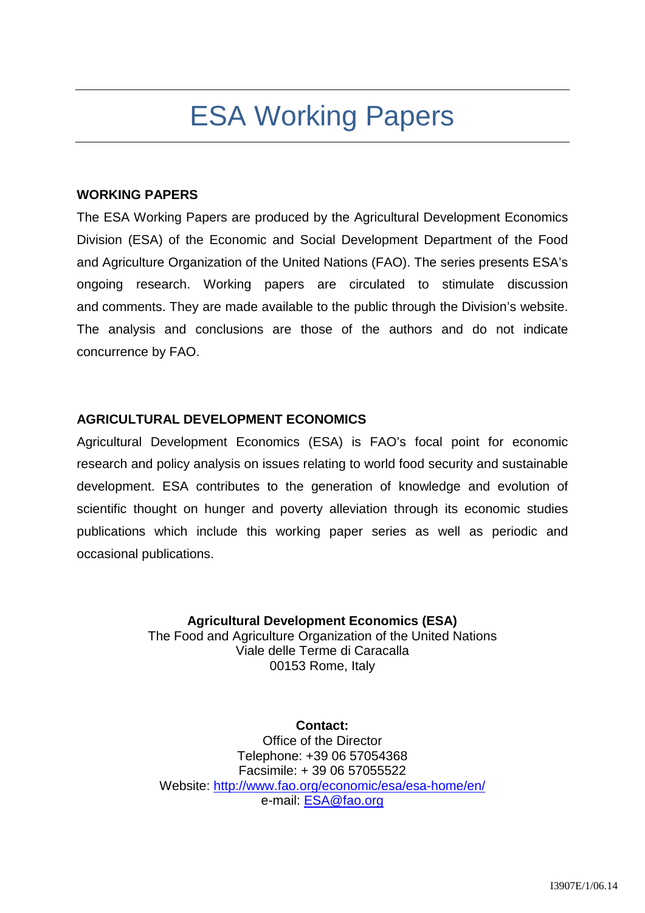# ESA Working Papers

## WORKING PAPERS

The ESA Working Papers are produced by the Agricultural Development Economics Division (ESA) of the Economic and Social Development Department of the Food and Agriculture Organization of the United Nations (FAO). The series presents ESA's ongoing research. Working papers are circulated to stimulate discussion and comments. They are made available to the public through the Division's website. The analysis and conclusions are those of the authors and do not indicate concurrence by FAO.

## AGRICULTURAL DEVELOPMENT ECONOMICS

Agricultural Development Economics (ESA) is FAO's focal point for economic research and policy analysis on issues relating to world food security and sustainable development. ESA contributes to the generation of knowledge and evolution of scientific thought on hunger and poverty alleviation through its economic studies publications which include this working paper series as well as periodic and occasional publications.

**Agricultural Development Economics (ESA)**
The Food and Agriculture Organization of the United Nations
Viale delle Terme di Caracalla
00153 Rome, Italy

**Contact:**
Office of the Director
Telephone: +39 06 57054368
Facsimile: + 39 06 57055522
Website: http://www.fao.org/economic/esa/esa-home/en/
e-mail: ESA@fao.org

I3907E/1/06.14